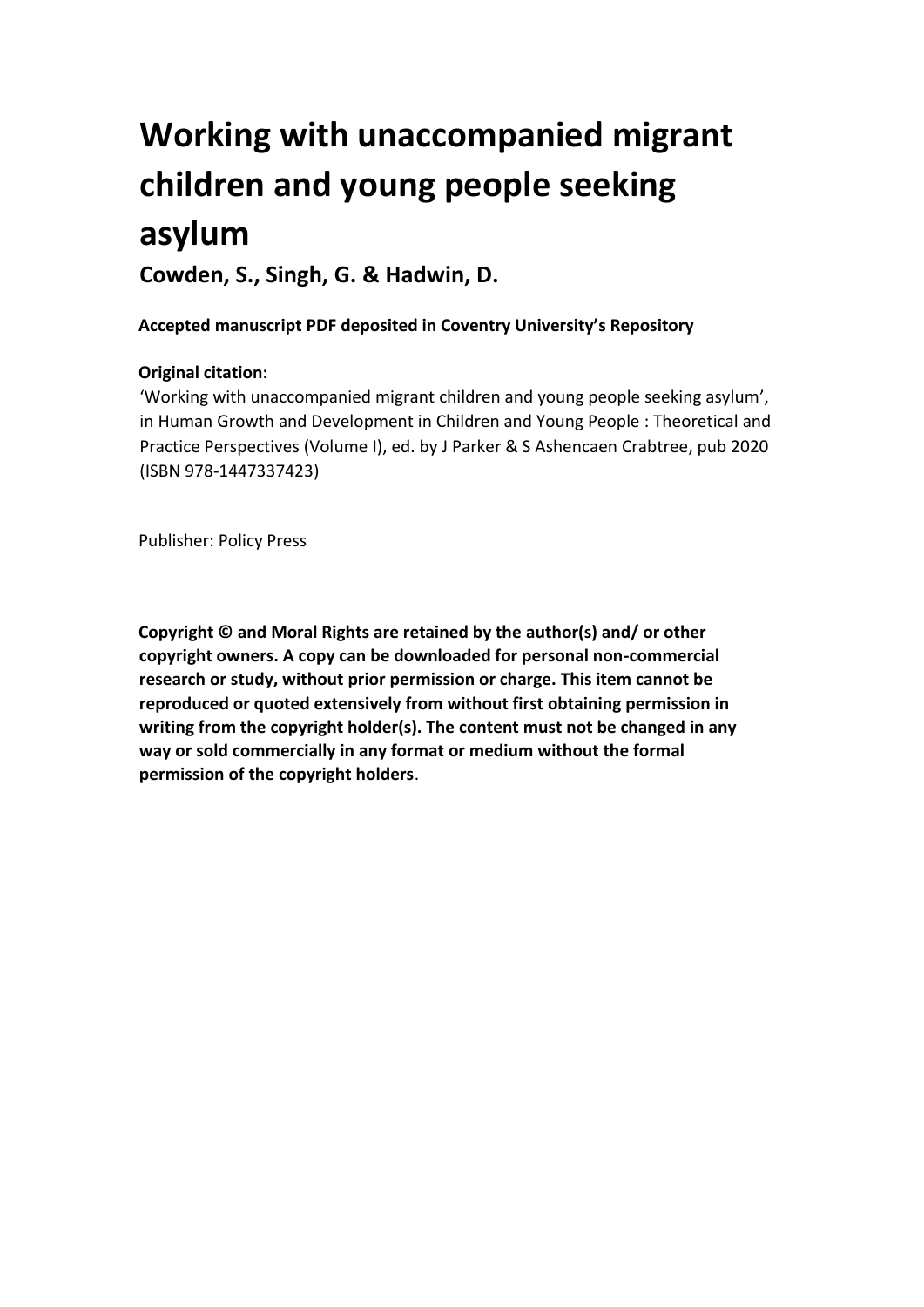# Working with unaccompanied migrant children and young people seeking asylum

**Cowden, S., Singh, G. & Hadwin, D.**

**Accepted manuscript PDF deposited in Coventry University's Repository**

**Original citation:**

'Working with unaccompanied migrant children and young people seeking asylum', in Human Growth and Development in Children and Young People : Theoretical and Practice Perspectives (Volume I), ed. by J Parker & S Ashencaen Crabtree, pub 2020 (ISBN 978-1447337423)

Publisher: Policy Press

**Copyright © and Moral Rights are retained by the author(s) and/ or other copyright owners. A copy can be downloaded for personal non-commercial research or study, without prior permission or charge. This item cannot be reproduced or quoted extensively from without first obtaining permission in writing from the copyright holder(s). The content must not be changed in any way or sold commercially in any format or medium without the formal permission of the copyright holders**.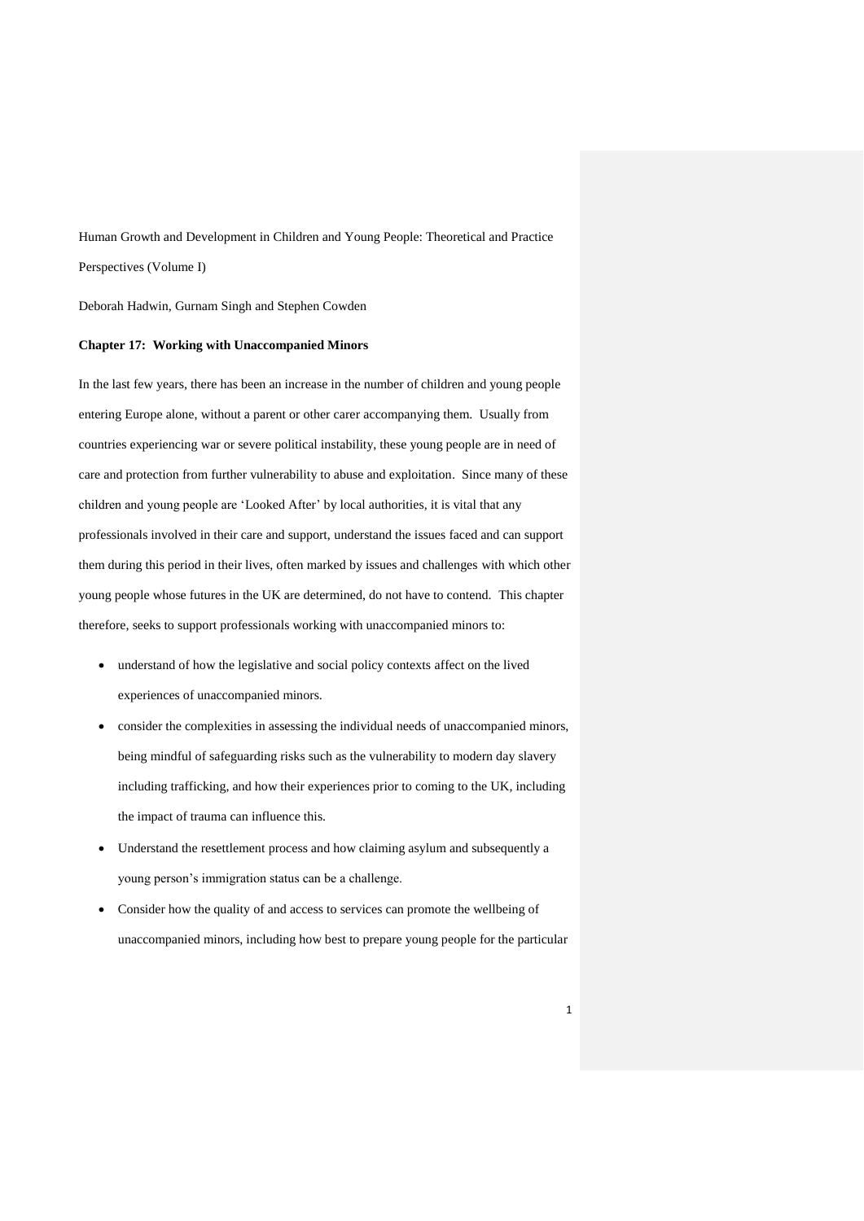Human Growth and Development in Children and Young People: Theoretical and Practice Perspectives (Volume I)

Deborah Hadwin, Gurnam Singh and Stephen Cowden

**Chapter 17: Working with Unaccompanied Minors**

In the last few years, there has been an increase in the number of children and young people entering Europe alone, without a parent or other carer accompanying them. Usually from countries experiencing war or severe political instability, these young people are in need of care and protection from further vulnerability to abuse and exploitation. Since many of these children and young people are 'Looked After' by local authorities, it is vital that any professionals involved in their care and support, understand the issues faced and can support them during this period in their lives, often marked by issues and challenges with which other young people whose futures in the UK are determined, do not have to contend. This chapter therefore, seeks to support professionals working with unaccompanied minors to:

- understand of how the legislative and social policy contexts affect on the lived experiences of unaccompanied minors.
- consider the complexities in assessing the individual needs of unaccompanied minors, being mindful of safeguarding risks such as the vulnerability to modern day slavery including trafficking, and how their experiences prior to coming to the UK, including the impact of trauma can influence this.
- Understand the resettlement process and how claiming asylum and subsequently a young person's immigration status can be a challenge.
- Consider how the quality of and access to services can promote the wellbeing of unaccompanied minors, including how best to prepare young people for the particular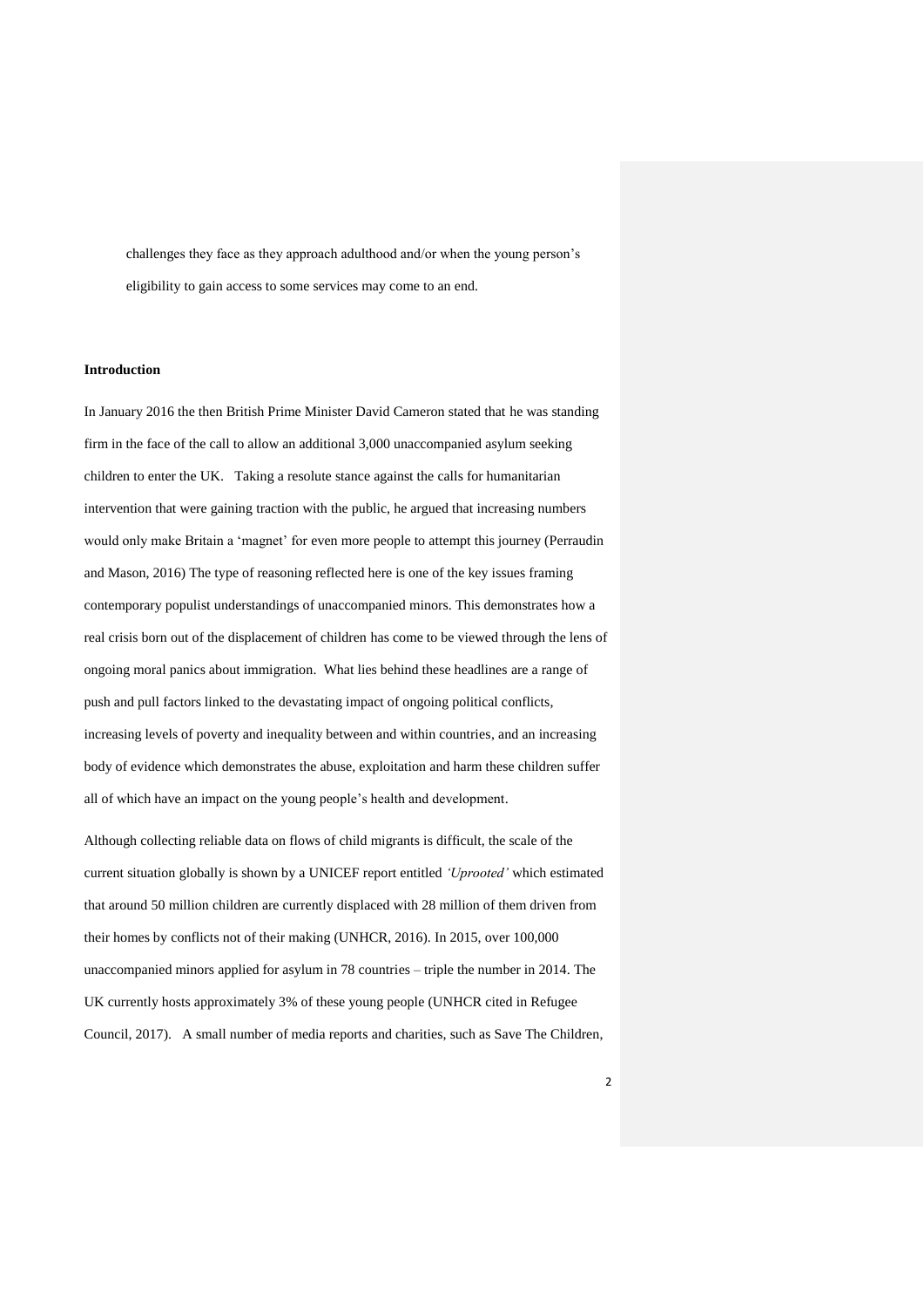challenges they face as they approach adulthood and/or when the young person's eligibility to gain access to some services may come to an end.

## Introduction

In January 2016 the then British Prime Minister David Cameron stated that he was standing firm in the face of the call to allow an additional 3,000 unaccompanied asylum seeking children to enter the UK. Taking a resolute stance against the calls for humanitarian intervention that were gaining traction with the public, he argued that increasing numbers would only make Britain a 'magnet' for even more people to attempt this journey (Perraudin and Mason, 2016) The type of reasoning reflected here is one of the key issues framing contemporary populist understandings of unaccompanied minors. This demonstrates how a real crisis born out of the displacement of children has come to be viewed through the lens of ongoing moral panics about immigration. What lies behind these headlines are a range of push and pull factors linked to the devastating impact of ongoing political conflicts, increasing levels of poverty and inequality between and within countries, and an increasing body of evidence which demonstrates the abuse, exploitation and harm these children suffer all of which have an impact on the young people's health and development.

Although collecting reliable data on flows of child migrants is difficult, the scale of the current situation globally is shown by a UNICEF report entitled *'Uprooted'* which estimated that around 50 million children are currently displaced with 28 million of them driven from their homes by conflicts not of their making (UNHCR, 2016). In 2015, over 100,000 unaccompanied minors applied for asylum in 78 countries – triple the number in 2014. The UK currently hosts approximately 3% of these young people (UNHCR cited in Refugee Council, 2017). A small number of media reports and charities, such as Save The Children,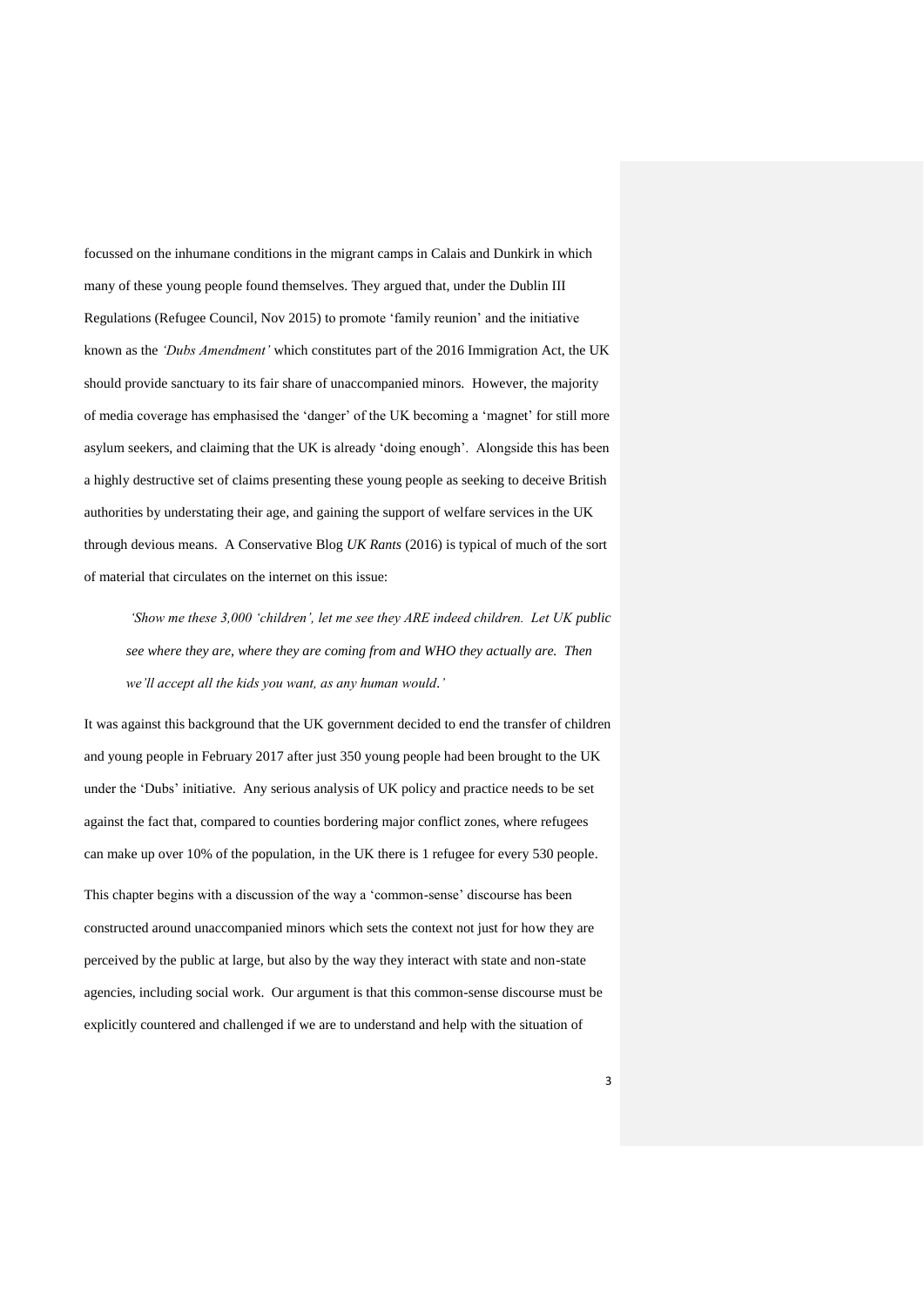focussed on the inhumane conditions in the migrant camps in Calais and Dunkirk in which many of these young people found themselves. They argued that, under the Dublin III Regulations (Refugee Council, Nov 2015) to promote 'family reunion' and the initiative known as the *'Dubs Amendment'* which constitutes part of the 2016 Immigration Act, the UK should provide sanctuary to its fair share of unaccompanied minors. However, the majority of media coverage has emphasised the 'danger' of the UK becoming a 'magnet' for still more asylum seekers, and claiming that the UK is already 'doing enough'. Alongside this has been a highly destructive set of claims presenting these young people as seeking to deceive British authorities by understating their age, and gaining the support of welfare services in the UK through devious means. A Conservative Blog *UK Rants* (2016) is typical of much of the sort of material that circulates on the internet on this issue:

> *'Show me these 3,000 'children', let me see they ARE indeed children. Let UK public see where they are, where they are coming from and WHO they actually are. Then we'll accept all the kids you want, as any human would.'*

It was against this background that the UK government decided to end the transfer of children and young people in February 2017 after just 350 young people had been brought to the UK under the 'Dubs' initiative. Any serious analysis of UK policy and practice needs to be set against the fact that, compared to counties bordering major conflict zones, where refugees can make up over 10% of the population, in the UK there is 1 refugee for every 530 people.

This chapter begins with a discussion of the way a 'common-sense' discourse has been constructed around unaccompanied minors which sets the context not just for how they are perceived by the public at large, but also by the way they interact with state and non-state agencies, including social work. Our argument is that this common-sense discourse must be explicitly countered and challenged if we are to understand and help with the situation of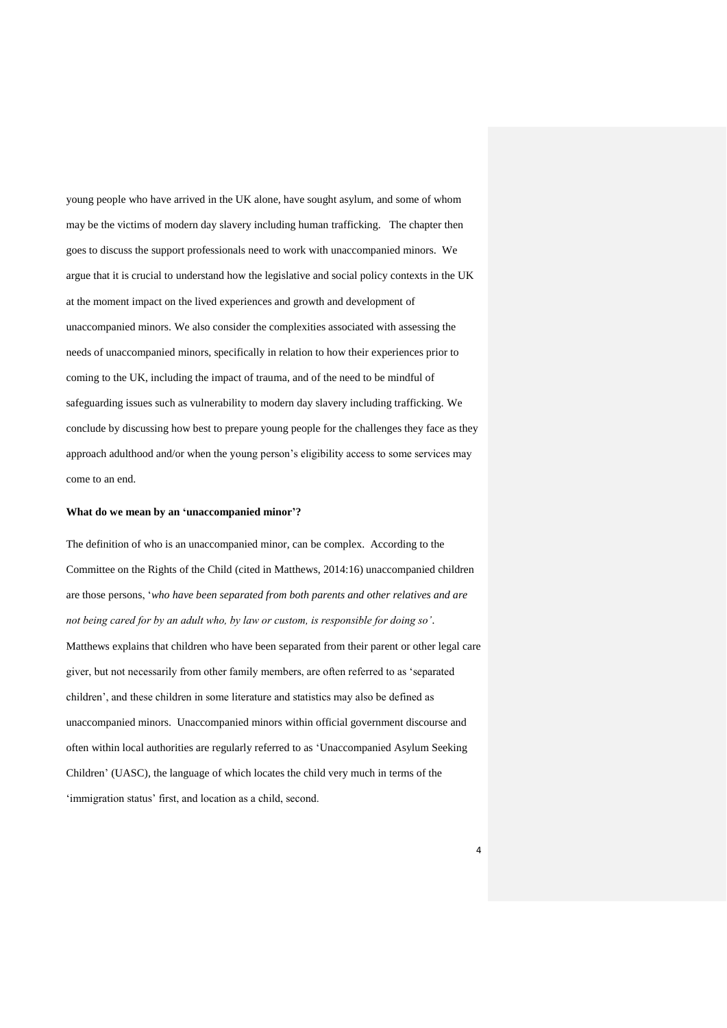young people who have arrived in the UK alone, have sought asylum, and some of whom may be the victims of modern day slavery including human trafficking. The chapter then goes to discuss the support professionals need to work with unaccompanied minors. We argue that it is crucial to understand how the legislative and social policy contexts in the UK at the moment impact on the lived experiences and growth and development of unaccompanied minors. We also consider the complexities associated with assessing the needs of unaccompanied minors, specifically in relation to how their experiences prior to coming to the UK, including the impact of trauma, and of the need to be mindful of safeguarding issues such as vulnerability to modern day slavery including trafficking. We conclude by discussing how best to prepare young people for the challenges they face as they approach adulthood and/or when the young person's eligibility access to some services may come to an end.

**What do we mean by an 'unaccompanied minor'?**

The definition of who is an unaccompanied minor, can be complex. According to the Committee on the Rights of the Child (cited in Matthews, 2014:16) unaccompanied children are those persons, '*who have been separated from both parents and other relatives and are not being cared for by an adult who, by law or custom, is responsible for doing so'*. Matthews explains that children who have been separated from their parent or other legal care giver, but not necessarily from other family members, are often referred to as 'separated children', and these children in some literature and statistics may also be defined as unaccompanied minors. Unaccompanied minors within official government discourse and often within local authorities are regularly referred to as 'Unaccompanied Asylum Seeking Children' (UASC), the language of which locates the child very much in terms of the 'immigration status' first, and location as a child, second.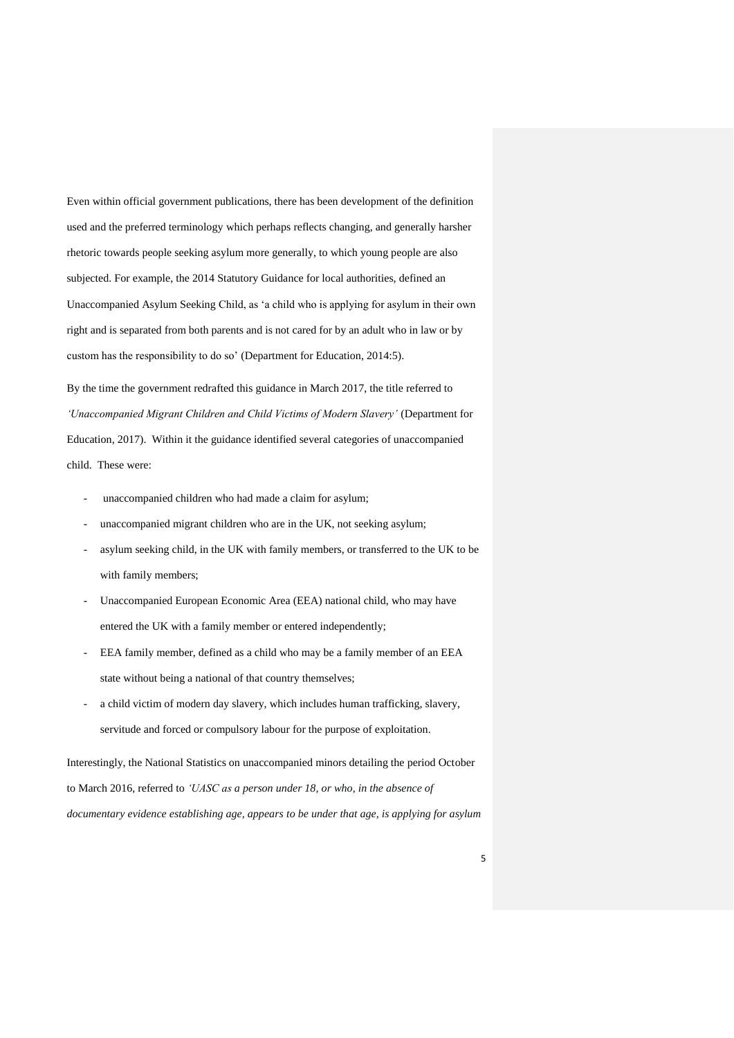Even within official government publications, there has been development of the definition used and the preferred terminology which perhaps reflects changing, and generally harsher rhetoric towards people seeking asylum more generally, to which young people are also subjected. For example, the 2014 Statutory Guidance for local authorities, defined an Unaccompanied Asylum Seeking Child, as 'a child who is applying for asylum in their own right and is separated from both parents and is not cared for by an adult who in law or by custom has the responsibility to do so' (Department for Education, 2014:5).

By the time the government redrafted this guidance in March 2017, the title referred to *'Unaccompanied Migrant Children and Child Victims of Modern Slavery'* (Department for Education, 2017). Within it the guidance identified several categories of unaccompanied child. These were:

- unaccompanied children who had made a claim for asylum;
- unaccompanied migrant children who are in the UK, not seeking asylum;
- asylum seeking child, in the UK with family members, or transferred to the UK to be with family members;
- Unaccompanied European Economic Area (EEA) national child, who may have entered the UK with a family member or entered independently;
- EEA family member, defined as a child who may be a family member of an EEA state without being a national of that country themselves;
- a child victim of modern day slavery, which includes human trafficking, slavery, servitude and forced or compulsory labour for the purpose of exploitation.

Interestingly, the National Statistics on unaccompanied minors detailing the period October to March 2016, referred to *'UASC as a person under 18, or who, in the absence of documentary evidence establishing age, appears to be under that age, is applying for asylum*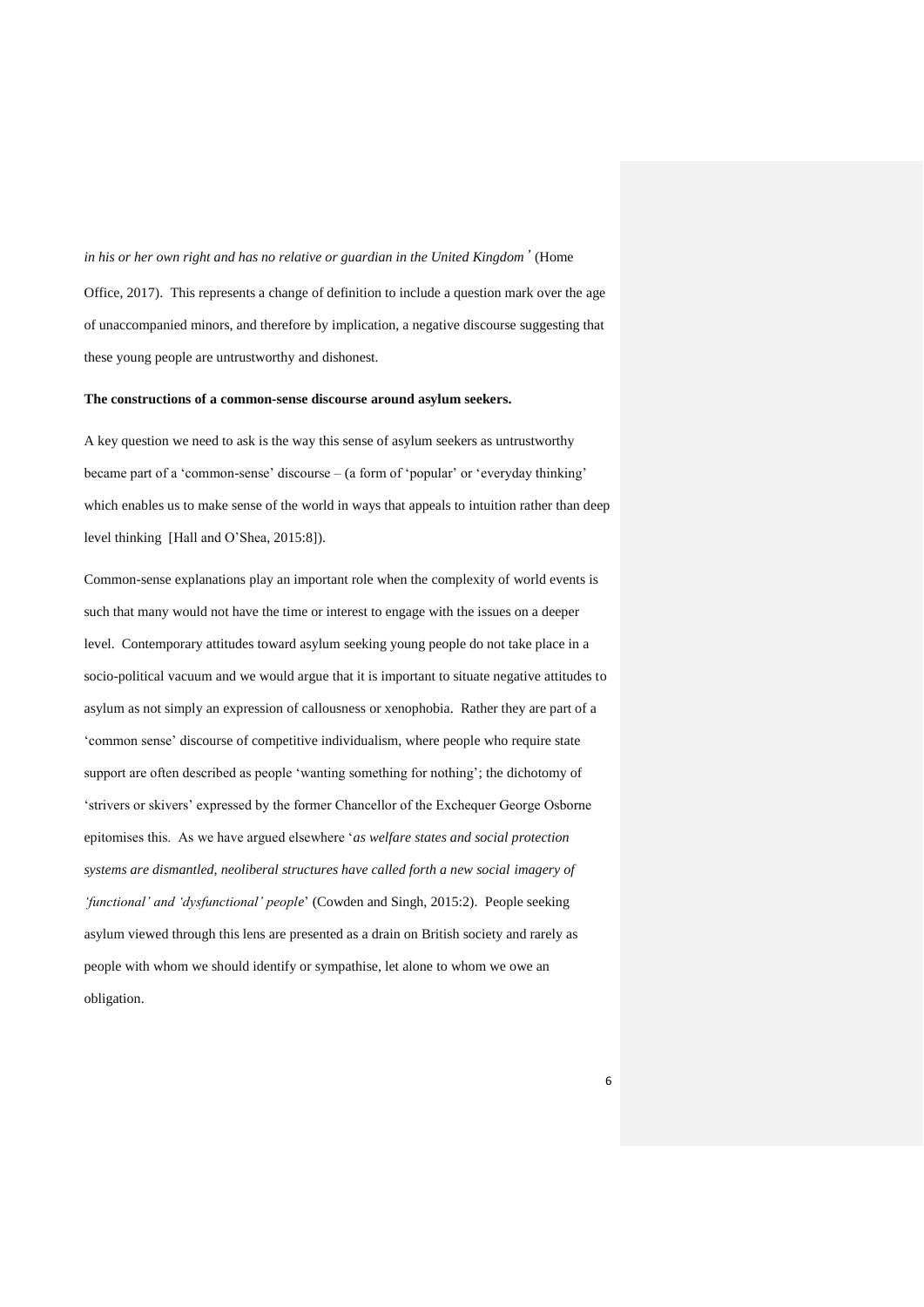*in his or her own right and has no relative or guardian in the United Kingdom'* (Home Office, 2017). This represents a change of definition to include a question mark over the age of unaccompanied minors, and therefore by implication, a negative discourse suggesting that these young people are untrustworthy and dishonest.

**The constructions of a common-sense discourse around asylum seekers.**

A key question we need to ask is the way this sense of asylum seekers as untrustworthy became part of a 'common-sense' discourse – (a form of 'popular' or 'everyday thinking' which enables us to make sense of the world in ways that appeals to intuition rather than deep level thinking [Hall and O'Shea, 2015:8]).

Common-sense explanations play an important role when the complexity of world events is such that many would not have the time or interest to engage with the issues on a deeper level. Contemporary attitudes toward asylum seeking young people do not take place in a socio-political vacuum and we would argue that it is important to situate negative attitudes to asylum as not simply an expression of callousness or xenophobia. Rather they are part of a 'common sense' discourse of competitive individualism, where people who require state support are often described as people 'wanting something for nothing'; the dichotomy of 'strivers or skivers' expressed by the former Chancellor of the Exchequer George Osborne epitomises this. As we have argued elsewhere '*as welfare states and social protection systems are dismantled, neoliberal structures have called forth a new social imagery of 'functional' and 'dysfunctional' people*' (Cowden and Singh, 2015:2). People seeking asylum viewed through this lens are presented as a drain on British society and rarely as people with whom we should identify or sympathise, let alone to whom we owe an obligation.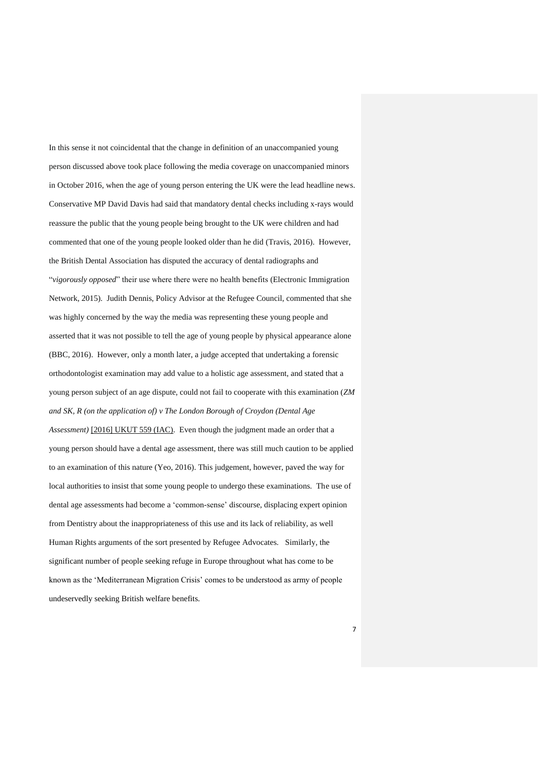In this sense it not coincidental that the change in definition of an unaccompanied young person discussed above took place following the media coverage on unaccompanied minors in October 2016, when the age of young person entering the UK were the lead headline news. Conservative MP David Davis had said that mandatory dental checks including x-rays would reassure the public that the young people being brought to the UK were children and had commented that one of the young people looked older than he did (Travis, 2016). However, the British Dental Association has disputed the accuracy of dental radiographs and "*vigorously opposed*" their use where there were no health benefits (Electronic Immigration Network, 2015). Judith Dennis, Policy Advisor at the Refugee Council, commented that she was highly concerned by the way the media was representing these young people and asserted that it was not possible to tell the age of young people by physical appearance alone (BBC, 2016). However, only a month later, a judge accepted that undertaking a forensic orthodontologist examination may add value to a holistic age assessment, and stated that a young person subject of an age dispute, could not fail to cooperate with this examination (*ZM and SK, R (on the application of) v The London Borough of Croydon (Dental Age Assessment)* [2016] UKUT 559 (IAC). Even though the judgment made an order that a young person should have a dental age assessment, there was still much caution to be applied to an examination of this nature (Yeo, 2016). This judgement, however, paved the way for local authorities to insist that some young people to undergo these examinations. The use of dental age assessments had become a 'common-sense' discourse, displacing expert opinion from Dentistry about the inappropriateness of this use and its lack of reliability, as well Human Rights arguments of the sort presented by Refugee Advocates. Similarly, the significant number of people seeking refuge in Europe throughout what has come to be known as the 'Mediterranean Migration Crisis' comes to be understood as army of people undeservedly seeking British welfare benefits.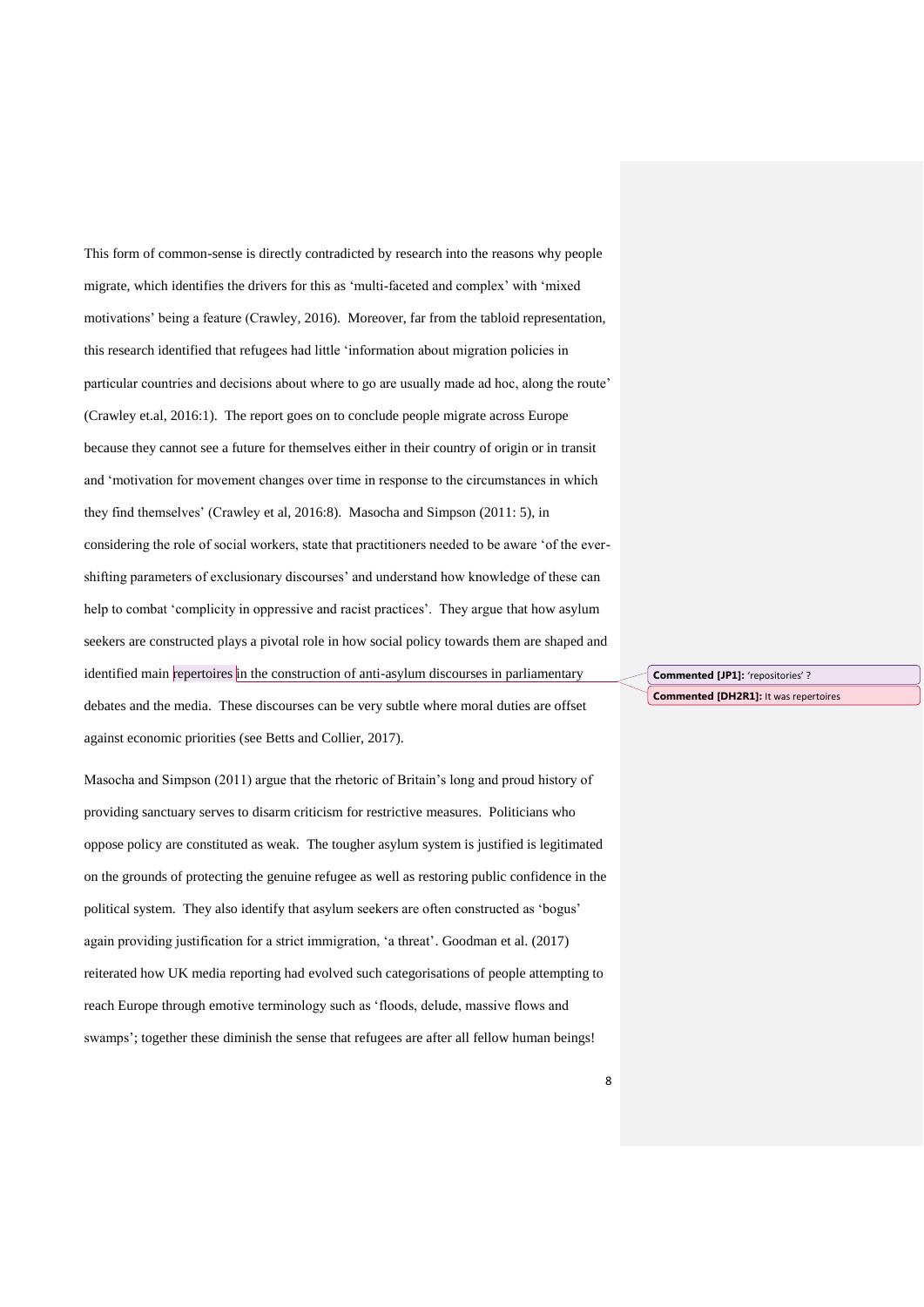This form of common-sense is directly contradicted by research into the reasons why people migrate, which identifies the drivers for this as 'multi-faceted and complex' with 'mixed motivations' being a feature (Crawley, 2016). Moreover, far from the tabloid representation, this research identified that refugees had little 'information about migration policies in particular countries and decisions about where to go are usually made ad hoc, along the route' (Crawley et.al, 2016:1). The report goes on to conclude people migrate across Europe because they cannot see a future for themselves either in their country of origin or in transit and 'motivation for movement changes over time in response to the circumstances in which they find themselves' (Crawley et al, 2016:8). Masocha and Simpson (2011: 5), in considering the role of social workers, state that practitioners needed to be aware 'of the ever-shifting parameters of exclusionary discourses' and understand how knowledge of these can help to combat 'complicity in oppressive and racist practices'. They argue that how asylum seekers are constructed plays a pivotal role in how social policy towards them are shaped and identified main repertoires in the construction of anti-asylum discourses in parliamentary debates and the media. These discourses can be very subtle where moral duties are offset against economic priorities (see Betts and Collier, 2017).

Masocha and Simpson (2011) argue that the rhetoric of Britain's long and proud history of providing sanctuary serves to disarm criticism for restrictive measures. Politicians who oppose policy are constituted as weak. The tougher asylum system is justified is legitimated on the grounds of protecting the genuine refugee as well as restoring public confidence in the political system. They also identify that asylum seekers are often constructed as 'bogus' again providing justification for a strict immigration, 'a threat'. Goodman et al. (2017) reiterated how UK media reporting had evolved such categorisations of people attempting to reach Europe through emotive terminology such as 'floods, delude, massive flows and swamps'; together these diminish the sense that refugees are after all fellow human beings!

**Commented [JP1]:** 'repositories' ?

**Commented [DH2R1]:** It was repertoires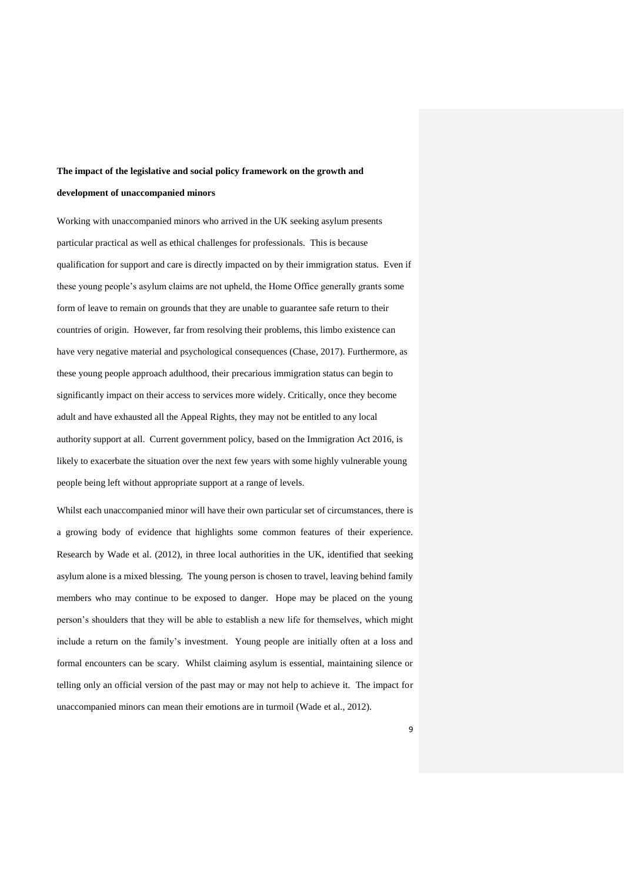**The impact of the legislative and social policy framework on the growth and development of unaccompanied minors**

Working with unaccompanied minors who arrived in the UK seeking asylum presents particular practical as well as ethical challenges for professionals. This is because qualification for support and care is directly impacted on by their immigration status. Even if these young people's asylum claims are not upheld, the Home Office generally grants some form of leave to remain on grounds that they are unable to guarantee safe return to their countries of origin. However, far from resolving their problems, this limbo existence can have very negative material and psychological consequences (Chase, 2017). Furthermore, as these young people approach adulthood, their precarious immigration status can begin to significantly impact on their access to services more widely. Critically, once they become adult and have exhausted all the Appeal Rights, they may not be entitled to any local authority support at all. Current government policy, based on the Immigration Act 2016, is likely to exacerbate the situation over the next few years with some highly vulnerable young people being left without appropriate support at a range of levels.

Whilst each unaccompanied minor will have their own particular set of circumstances, there is a growing body of evidence that highlights some common features of their experience. Research by Wade et al. (2012), in three local authorities in the UK, identified that seeking asylum alone is a mixed blessing. The young person is chosen to travel, leaving behind family members who may continue to be exposed to danger. Hope may be placed on the young person's shoulders that they will be able to establish a new life for themselves, which might include a return on the family's investment. Young people are initially often at a loss and formal encounters can be scary. Whilst claiming asylum is essential, maintaining silence or telling only an official version of the past may or may not help to achieve it. The impact for unaccompanied minors can mean their emotions are in turmoil (Wade et al., 2012).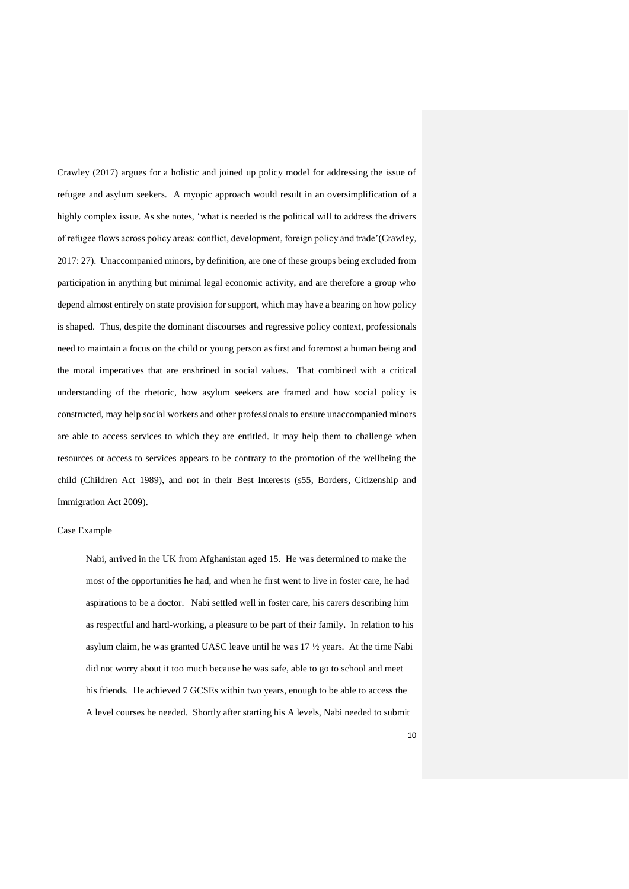Crawley (2017) argues for a holistic and joined up policy model for addressing the issue of refugee and asylum seekers. A myopic approach would result in an oversimplification of a highly complex issue. As she notes, 'what is needed is the political will to address the drivers of refugee flows across policy areas: conflict, development, foreign policy and trade'(Crawley, 2017: 27). Unaccompanied minors, by definition, are one of these groups being excluded from participation in anything but minimal legal economic activity, and are therefore a group who depend almost entirely on state provision for support, which may have a bearing on how policy is shaped. Thus, despite the dominant discourses and regressive policy context, professionals need to maintain a focus on the child or young person as first and foremost a human being and the moral imperatives that are enshrined in social values. That combined with a critical understanding of the rhetoric, how asylum seekers are framed and how social policy is constructed, may help social workers and other professionals to ensure unaccompanied minors are able to access services to which they are entitled. It may help them to challenge when resources or access to services appears to be contrary to the promotion of the wellbeing the child (Children Act 1989), and not in their Best Interests (s55, Borders, Citizenship and Immigration Act 2009).

Case Example

> Nabi, arrived in the UK from Afghanistan aged 15. He was determined to make the most of the opportunities he had, and when he first went to live in foster care, he had aspirations to be a doctor. Nabi settled well in foster care, his carers describing him as respectful and hard-working, a pleasure to be part of their family. In relation to his asylum claim, he was granted UASC leave until he was 17 ½ years. At the time Nabi did not worry about it too much because he was safe, able to go to school and meet his friends. He achieved 7 GCSEs within two years, enough to be able to access the A level courses he needed. Shortly after starting his A levels, Nabi needed to submit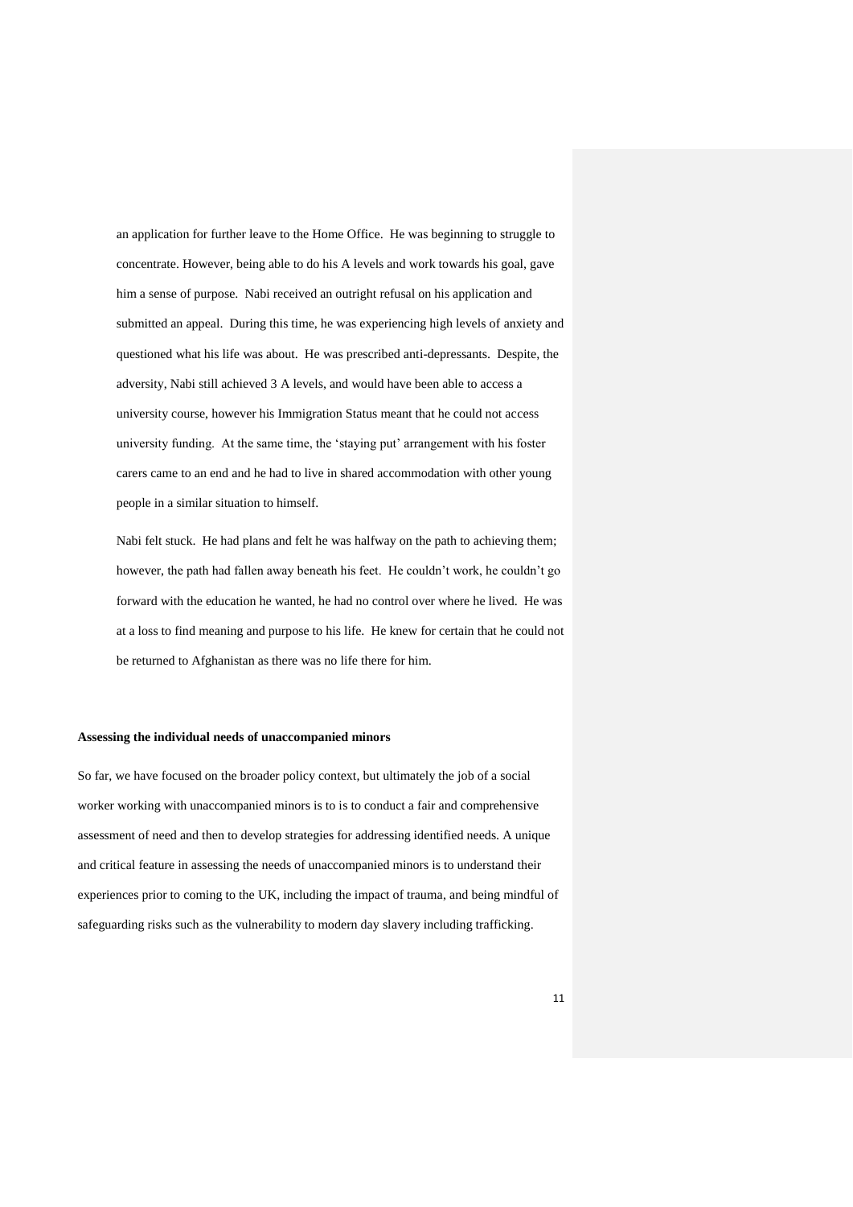an application for further leave to the Home Office. He was beginning to struggle to concentrate. However, being able to do his A levels and work towards his goal, gave him a sense of purpose. Nabi received an outright refusal on his application and submitted an appeal. During this time, he was experiencing high levels of anxiety and questioned what his life was about. He was prescribed anti-depressants. Despite, the adversity, Nabi still achieved 3 A levels, and would have been able to access a university course, however his Immigration Status meant that he could not access university funding. At the same time, the 'staying put' arrangement with his foster carers came to an end and he had to live in shared accommodation with other young people in a similar situation to himself.

Nabi felt stuck. He had plans and felt he was halfway on the path to achieving them; however, the path had fallen away beneath his feet. He couldn't work, he couldn't go forward with the education he wanted, he had no control over where he lived. He was at a loss to find meaning and purpose to his life. He knew for certain that he could not be returned to Afghanistan as there was no life there for him.

**Assessing the individual needs of unaccompanied minors**

So far, we have focused on the broader policy context, but ultimately the job of a social worker working with unaccompanied minors is to is to conduct a fair and comprehensive assessment of need and then to develop strategies for addressing identified needs. A unique and critical feature in assessing the needs of unaccompanied minors is to understand their experiences prior to coming to the UK, including the impact of trauma, and being mindful of safeguarding risks such as the vulnerability to modern day slavery including trafficking.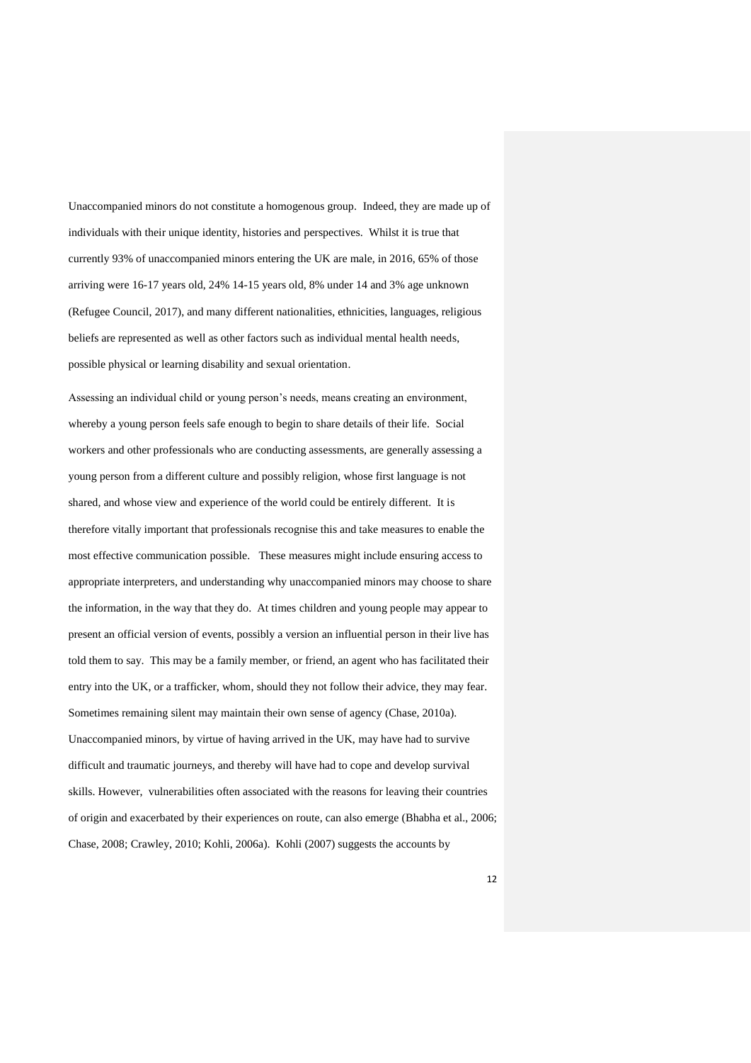Unaccompanied minors do not constitute a homogenous group. Indeed, they are made up of individuals with their unique identity, histories and perspectives. Whilst it is true that currently 93% of unaccompanied minors entering the UK are male, in 2016, 65% of those arriving were 16-17 years old, 24% 14-15 years old, 8% under 14 and 3% age unknown (Refugee Council, 2017), and many different nationalities, ethnicities, languages, religious beliefs are represented as well as other factors such as individual mental health needs, possible physical or learning disability and sexual orientation.

Assessing an individual child or young person's needs, means creating an environment, whereby a young person feels safe enough to begin to share details of their life. Social workers and other professionals who are conducting assessments, are generally assessing a young person from a different culture and possibly religion, whose first language is not shared, and whose view and experience of the world could be entirely different. It is therefore vitally important that professionals recognise this and take measures to enable the most effective communication possible. These measures might include ensuring access to appropriate interpreters, and understanding why unaccompanied minors may choose to share the information, in the way that they do. At times children and young people may appear to present an official version of events, possibly a version an influential person in their live has told them to say. This may be a family member, or friend, an agent who has facilitated their entry into the UK, or a trafficker, whom, should they not follow their advice, they may fear. Sometimes remaining silent may maintain their own sense of agency (Chase, 2010a). Unaccompanied minors, by virtue of having arrived in the UK, may have had to survive difficult and traumatic journeys, and thereby will have had to cope and develop survival skills. However, vulnerabilities often associated with the reasons for leaving their countries of origin and exacerbated by their experiences on route, can also emerge (Bhabha et al., 2006; Chase, 2008; Crawley, 2010; Kohli, 2006a). Kohli (2007) suggests the accounts by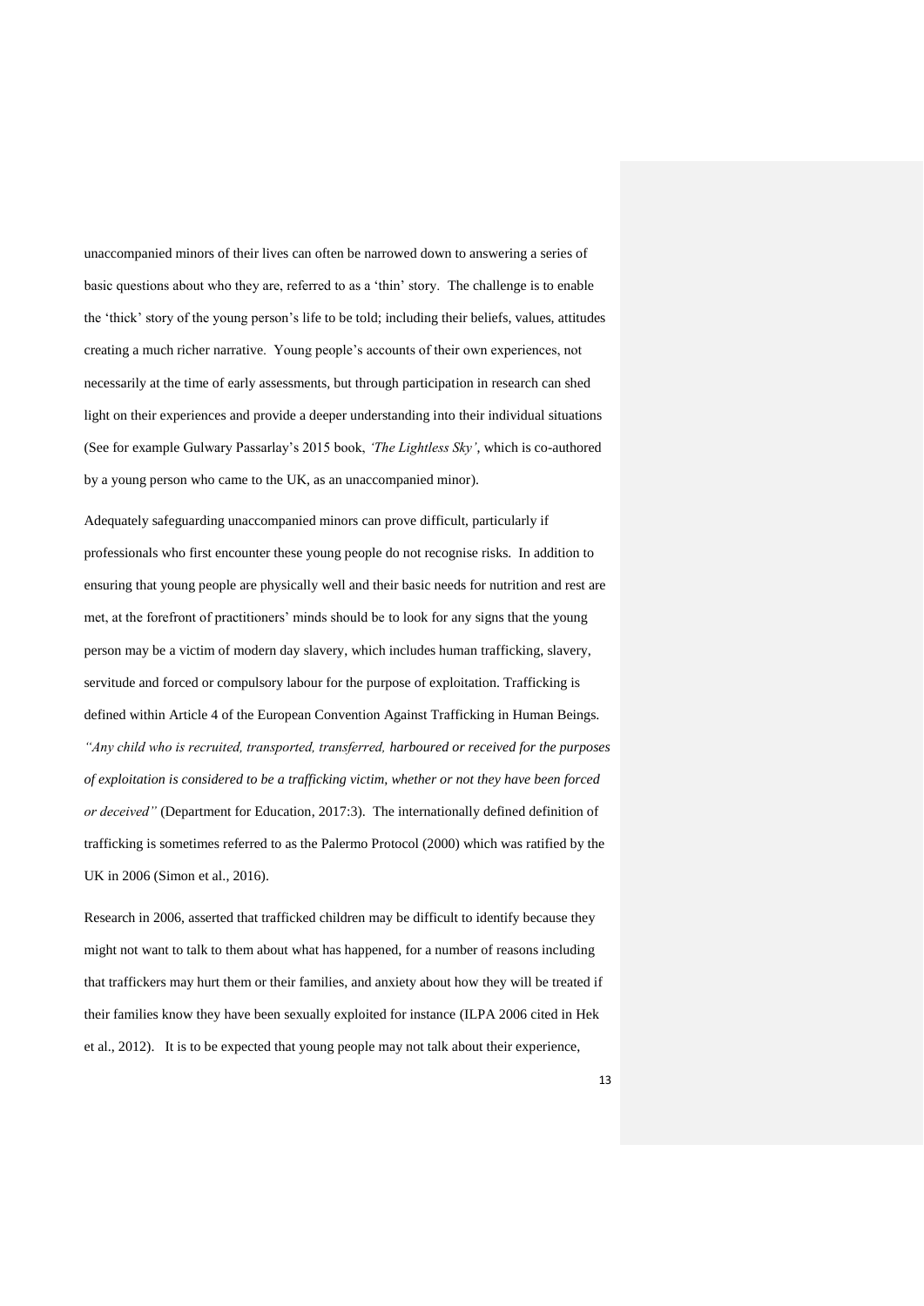unaccompanied minors of their lives can often be narrowed down to answering a series of basic questions about who they are, referred to as a 'thin' story. The challenge is to enable the 'thick' story of the young person's life to be told; including their beliefs, values, attitudes creating a much richer narrative. Young people's accounts of their own experiences, not necessarily at the time of early assessments, but through participation in research can shed light on their experiences and provide a deeper understanding into their individual situations (See for example Gulwary Passarlay's 2015 book, *'The Lightless Sky'*, which is co-authored by a young person who came to the UK, as an unaccompanied minor).

Adequately safeguarding unaccompanied minors can prove difficult, particularly if professionals who first encounter these young people do not recognise risks. In addition to ensuring that young people are physically well and their basic needs for nutrition and rest are met, at the forefront of practitioners' minds should be to look for any signs that the young person may be a victim of modern day slavery, which includes human trafficking, slavery, servitude and forced or compulsory labour for the purpose of exploitation. Trafficking is defined within Article 4 of the European Convention Against Trafficking in Human Beings. *"Any child who is recruited, transported, transferred, harboured or received for the purposes of exploitation is considered to be a trafficking victim, whether or not they have been forced or deceived"* (Department for Education, 2017:3). The internationally defined definition of trafficking is sometimes referred to as the Palermo Protocol (2000) which was ratified by the UK in 2006 (Simon et al., 2016).

Research in 2006, asserted that trafficked children may be difficult to identify because they might not want to talk to them about what has happened, for a number of reasons including that traffickers may hurt them or their families, and anxiety about how they will be treated if their families know they have been sexually exploited for instance (ILPA 2006 cited in Hek et al., 2012). It is to be expected that young people may not talk about their experience,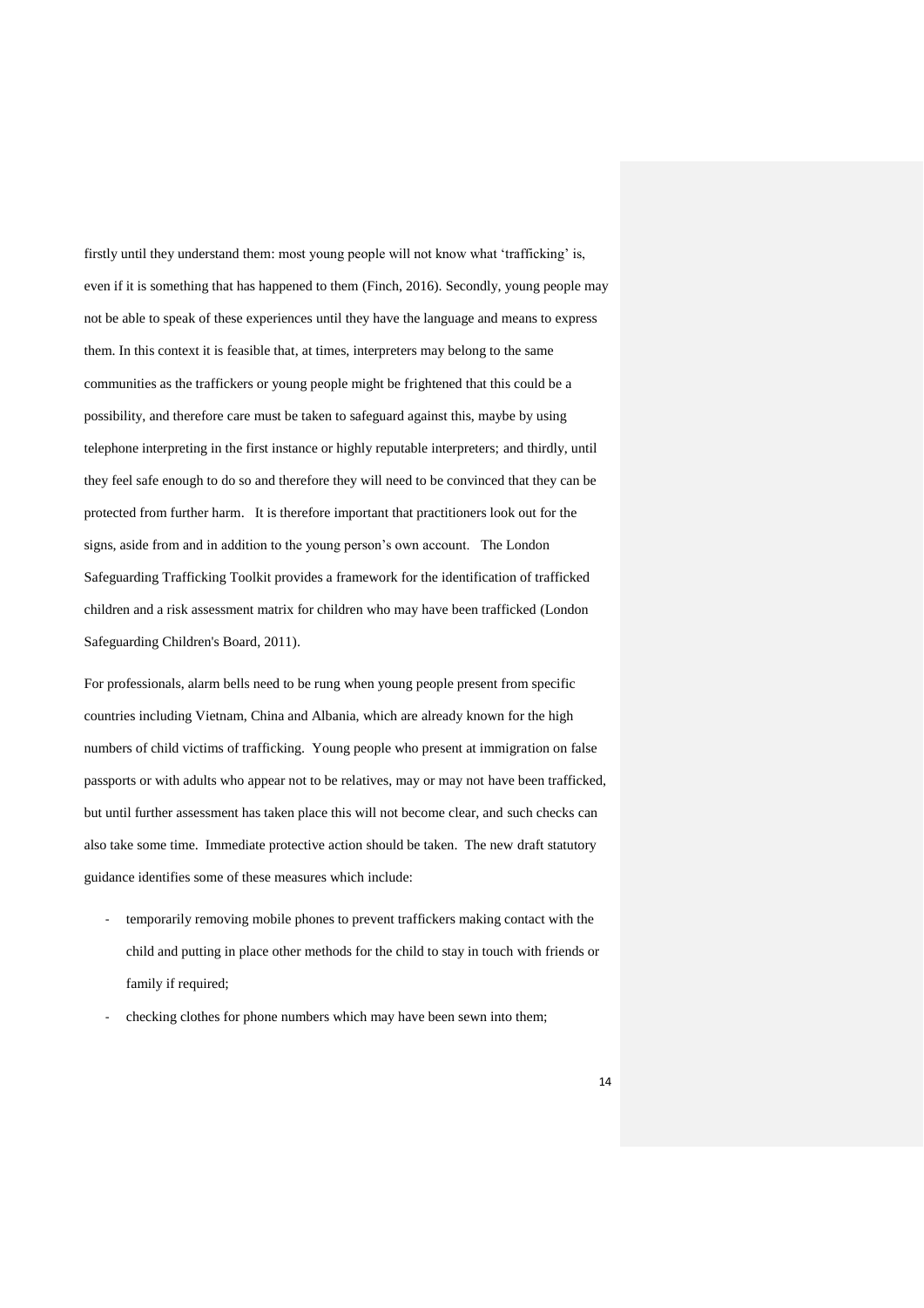firstly until they understand them: most young people will not know what 'trafficking' is, even if it is something that has happened to them (Finch, 2016). Secondly, young people may not be able to speak of these experiences until they have the language and means to express them. In this context it is feasible that, at times, interpreters may belong to the same communities as the traffickers or young people might be frightened that this could be a possibility, and therefore care must be taken to safeguard against this, maybe by using telephone interpreting in the first instance or highly reputable interpreters; and thirdly, until they feel safe enough to do so and therefore they will need to be convinced that they can be protected from further harm. It is therefore important that practitioners look out for the signs, aside from and in addition to the young person's own account. The London Safeguarding Trafficking Toolkit provides a framework for the identification of trafficked children and a risk assessment matrix for children who may have been trafficked (London Safeguarding Children's Board, 2011).

For professionals, alarm bells need to be rung when young people present from specific countries including Vietnam, China and Albania, which are already known for the high numbers of child victims of trafficking. Young people who present at immigration on false passports or with adults who appear not to be relatives, may or may not have been trafficked, but until further assessment has taken place this will not become clear, and such checks can also take some time. Immediate protective action should be taken. The new draft statutory guidance identifies some of these measures which include:

- temporarily removing mobile phones to prevent traffickers making contact with the child and putting in place other methods for the child to stay in touch with friends or family if required;
- checking clothes for phone numbers which may have been sewn into them;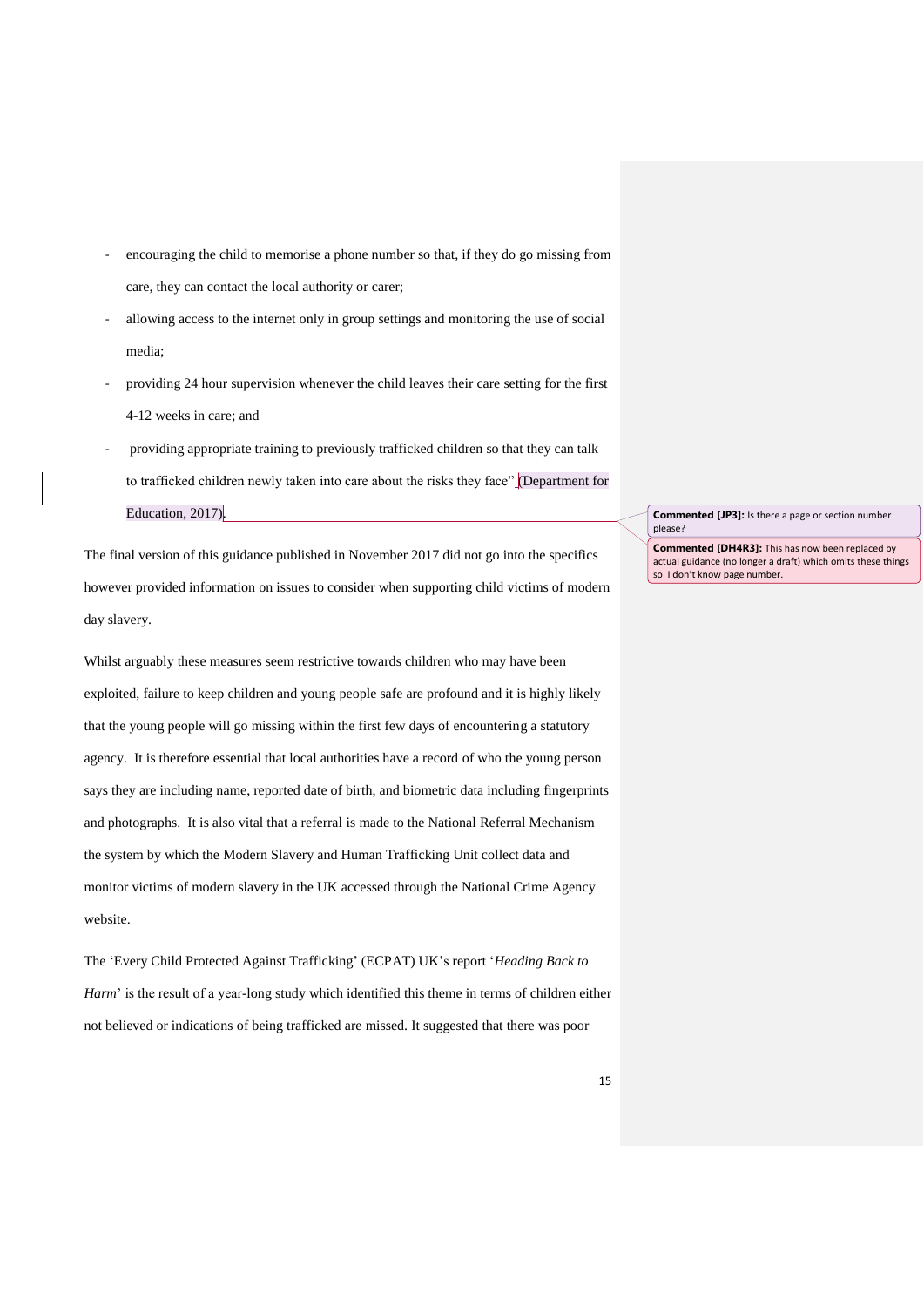- encouraging the child to memorise a phone number so that, if they do go missing from care, they can contact the local authority or carer;
- allowing access to the internet only in group settings and monitoring the use of social media;
- providing 24 hour supervision whenever the child leaves their care setting for the first 4-12 weeks in care; and
- providing appropriate training to previously trafficked children so that they can talk to trafficked children newly taken into care about the risks they face" (Department for Education, 2017).

**Commented [JP3]:** Is there a page or section number please?

**Commented [DH4R3]:** This has now been replaced by actual guidance (no longer a draft) which omits these things so I don't know page number.

The final version of this guidance published in November 2017 did not go into the specifics however provided information on issues to consider when supporting child victims of modern day slavery.

Whilst arguably these measures seem restrictive towards children who may have been exploited, failure to keep children and young people safe are profound and it is highly likely that the young people will go missing within the first few days of encountering a statutory agency. It is therefore essential that local authorities have a record of who the young person says they are including name, reported date of birth, and biometric data including fingerprints and photographs. It is also vital that a referral is made to the National Referral Mechanism the system by which the Modern Slavery and Human Trafficking Unit collect data and monitor victims of modern slavery in the UK accessed through the National Crime Agency website.

The 'Every Child Protected Against Trafficking' (ECPAT) UK's report '*Heading Back to Harm*' is the result of a year-long study which identified this theme in terms of children either not believed or indications of being trafficked are missed. It suggested that there was poor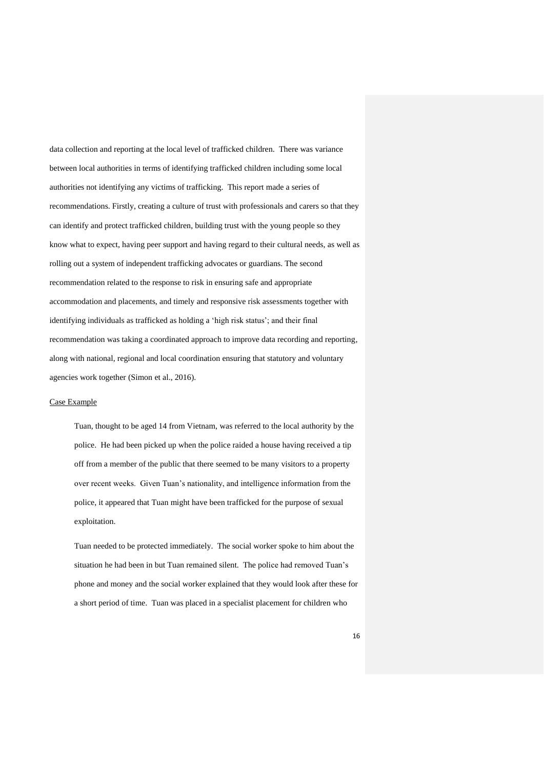data collection and reporting at the local level of trafficked children. There was variance between local authorities in terms of identifying trafficked children including some local authorities not identifying any victims of trafficking. This report made a series of recommendations. Firstly, creating a culture of trust with professionals and carers so that they can identify and protect trafficked children, building trust with the young people so they know what to expect, having peer support and having regard to their cultural needs, as well as rolling out a system of independent trafficking advocates or guardians. The second recommendation related to the response to risk in ensuring safe and appropriate accommodation and placements, and timely and responsive risk assessments together with identifying individuals as trafficked as holding a 'high risk status'; and their final recommendation was taking a coordinated approach to improve data recording and reporting, along with national, regional and local coordination ensuring that statutory and voluntary agencies work together (Simon et al., 2016).

<u>Case Example</u>

> Tuan, thought to be aged 14 from Vietnam, was referred to the local authority by the police. He had been picked up when the police raided a house having received a tip off from a member of the public that there seemed to be many visitors to a property over recent weeks. Given Tuan's nationality, and intelligence information from the police, it appeared that Tuan might have been trafficked for the purpose of sexual exploitation.
>
> Tuan needed to be protected immediately. The social worker spoke to him about the situation he had been in but Tuan remained silent. The police had removed Tuan's phone and money and the social worker explained that they would look after these for a short period of time. Tuan was placed in a specialist placement for children who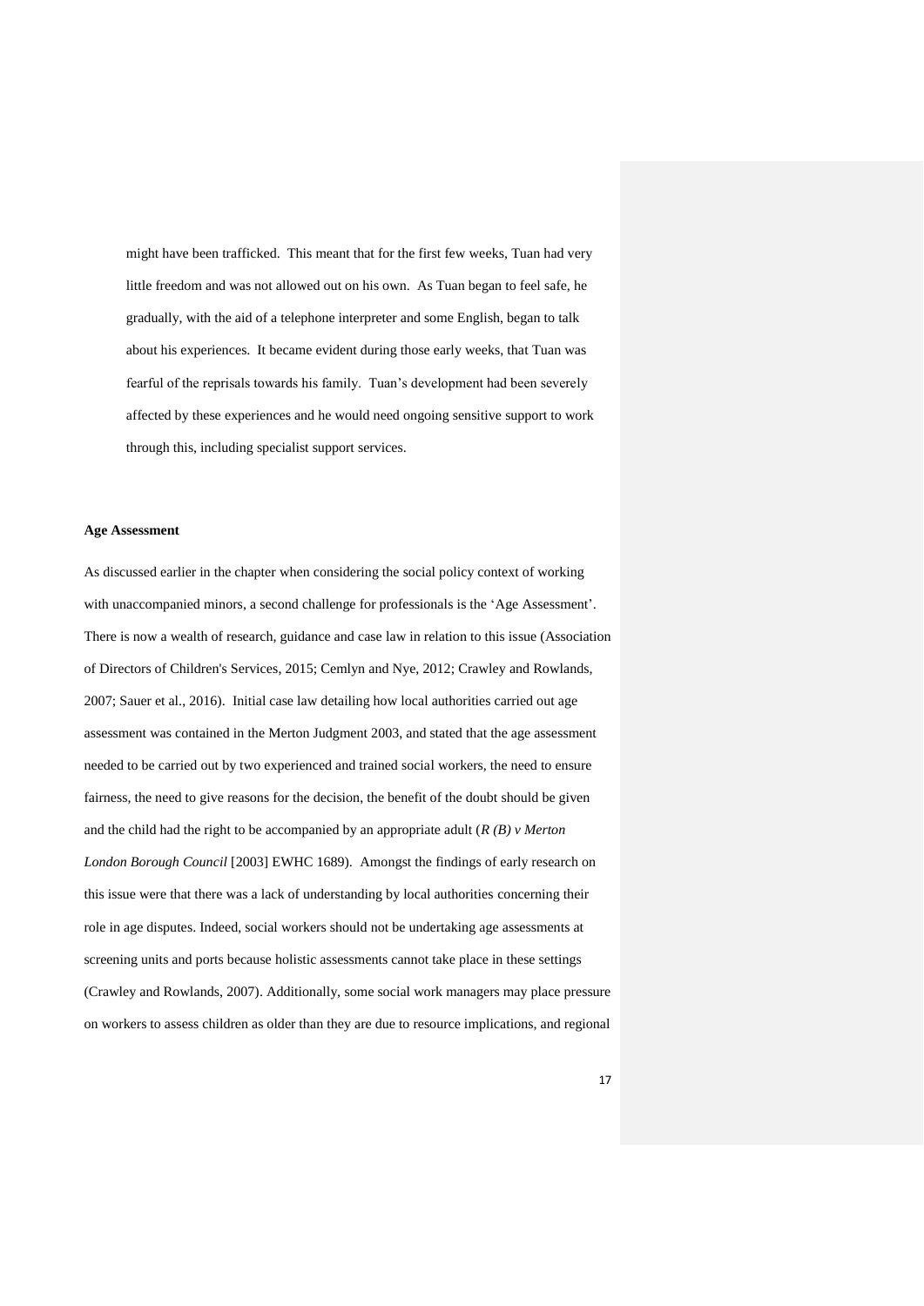might have been trafficked. This meant that for the first few weeks, Tuan had very little freedom and was not allowed out on his own. As Tuan began to feel safe, he gradually, with the aid of a telephone interpreter and some English, began to talk about his experiences. It became evident during those early weeks, that Tuan was fearful of the reprisals towards his family. Tuan's development had been severely affected by these experiences and he would need ongoing sensitive support to work through this, including specialist support services.

**Age Assessment**

As discussed earlier in the chapter when considering the social policy context of working with unaccompanied minors, a second challenge for professionals is the 'Age Assessment'. There is now a wealth of research, guidance and case law in relation to this issue (Association of Directors of Children's Services, 2015; Cemlyn and Nye, 2012; Crawley and Rowlands, 2007; Sauer et al., 2016). Initial case law detailing how local authorities carried out age assessment was contained in the Merton Judgment 2003, and stated that the age assessment needed to be carried out by two experienced and trained social workers, the need to ensure fairness, the need to give reasons for the decision, the benefit of the doubt should be given and the child had the right to be accompanied by an appropriate adult (*R (B) v Merton London Borough Council* [2003] EWHC 1689). Amongst the findings of early research on this issue were that there was a lack of understanding by local authorities concerning their role in age disputes. Indeed, social workers should not be undertaking age assessments at screening units and ports because holistic assessments cannot take place in these settings (Crawley and Rowlands, 2007). Additionally, some social work managers may place pressure on workers to assess children as older than they are due to resource implications, and regional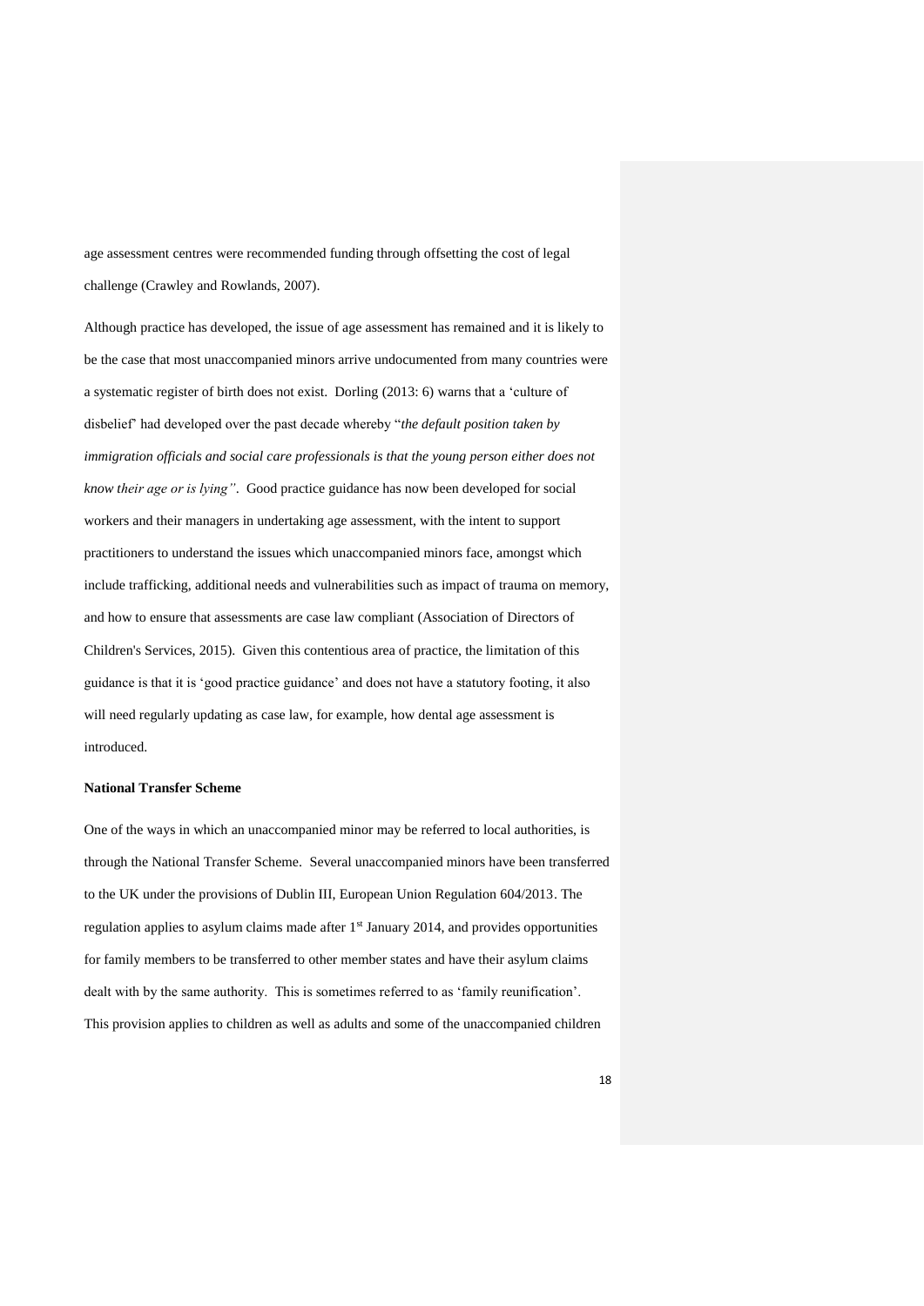age assessment centres were recommended funding through offsetting the cost of legal challenge (Crawley and Rowlands, 2007).

Although practice has developed, the issue of age assessment has remained and it is likely to be the case that most unaccompanied minors arrive undocumented from many countries were a systematic register of birth does not exist. Dorling (2013: 6) warns that a 'culture of disbelief' had developed over the past decade whereby "*the default position taken by immigration officials and social care professionals is that the young person either does not know their age or is lying"*. Good practice guidance has now been developed for social workers and their managers in undertaking age assessment, with the intent to support practitioners to understand the issues which unaccompanied minors face, amongst which include trafficking, additional needs and vulnerabilities such as impact of trauma on memory, and how to ensure that assessments are case law compliant (Association of Directors of Children's Services, 2015). Given this contentious area of practice, the limitation of this guidance is that it is 'good practice guidance' and does not have a statutory footing, it also will need regularly updating as case law, for example, how dental age assessment is introduced.

**National Transfer Scheme**

One of the ways in which an unaccompanied minor may be referred to local authorities, is through the National Transfer Scheme. Several unaccompanied minors have been transferred to the UK under the provisions of Dublin III, European Union Regulation 604/2013. The regulation applies to asylum claims made after 1st January 2014, and provides opportunities for family members to be transferred to other member states and have their asylum claims dealt with by the same authority. This is sometimes referred to as 'family reunification'. This provision applies to children as well as adults and some of the unaccompanied children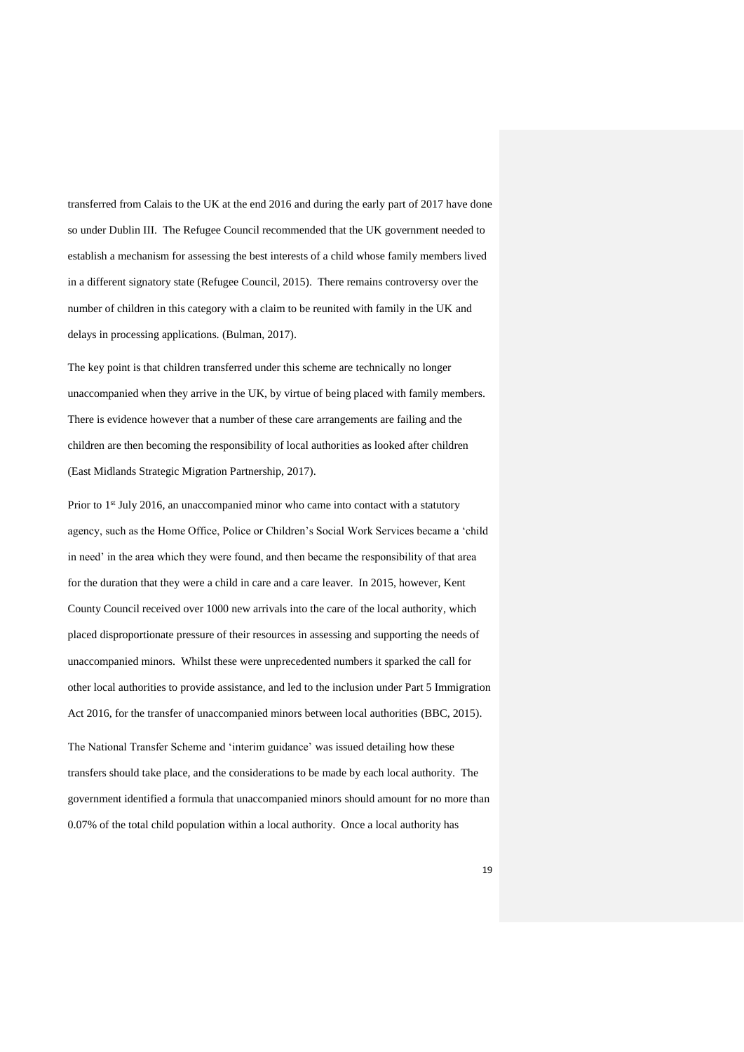transferred from Calais to the UK at the end 2016 and during the early part of 2017 have done so under Dublin III. The Refugee Council recommended that the UK government needed to establish a mechanism for assessing the best interests of a child whose family members lived in a different signatory state (Refugee Council, 2015). There remains controversy over the number of children in this category with a claim to be reunited with family in the UK and delays in processing applications. (Bulman, 2017).

The key point is that children transferred under this scheme are technically no longer unaccompanied when they arrive in the UK, by virtue of being placed with family members. There is evidence however that a number of these care arrangements are failing and the children are then becoming the responsibility of local authorities as looked after children (East Midlands Strategic Migration Partnership, 2017).

Prior to 1st July 2016, an unaccompanied minor who came into contact with a statutory agency, such as the Home Office, Police or Children's Social Work Services became a 'child in need' in the area which they were found, and then became the responsibility of that area for the duration that they were a child in care and a care leaver. In 2015, however, Kent County Council received over 1000 new arrivals into the care of the local authority, which placed disproportionate pressure of their resources in assessing and supporting the needs of unaccompanied minors. Whilst these were unprecedented numbers it sparked the call for other local authorities to provide assistance, and led to the inclusion under Part 5 Immigration Act 2016, for the transfer of unaccompanied minors between local authorities (BBC, 2015).

The National Transfer Scheme and 'interim guidance' was issued detailing how these transfers should take place, and the considerations to be made by each local authority. The government identified a formula that unaccompanied minors should amount for no more than 0.07% of the total child population within a local authority. Once a local authority has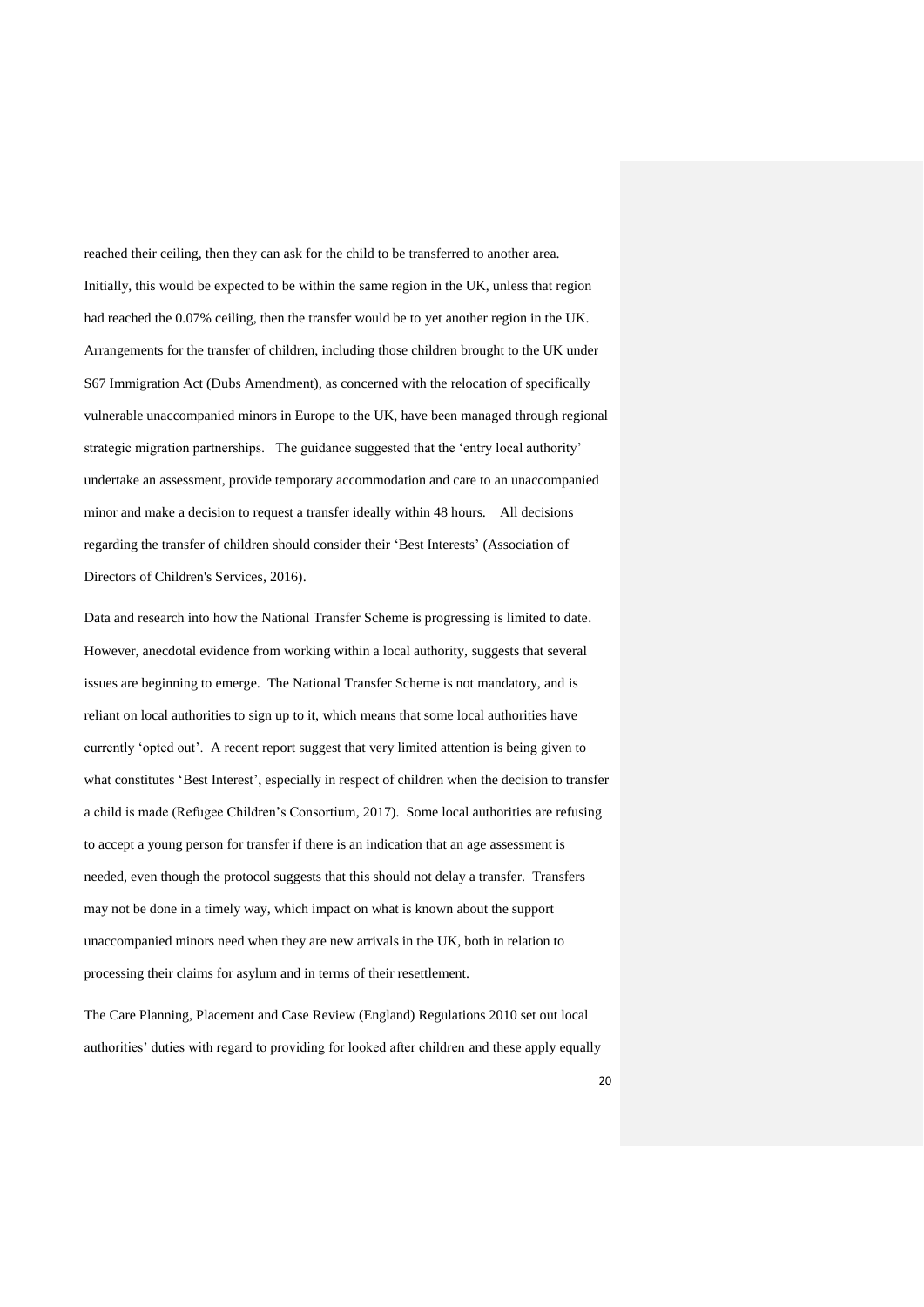reached their ceiling, then they can ask for the child to be transferred to another area. Initially, this would be expected to be within the same region in the UK, unless that region had reached the 0.07% ceiling, then the transfer would be to yet another region in the UK. Arrangements for the transfer of children, including those children brought to the UK under S67 Immigration Act (Dubs Amendment), as concerned with the relocation of specifically vulnerable unaccompanied minors in Europe to the UK, have been managed through regional strategic migration partnerships. The guidance suggested that the 'entry local authority' undertake an assessment, provide temporary accommodation and care to an unaccompanied minor and make a decision to request a transfer ideally within 48 hours. All decisions regarding the transfer of children should consider their 'Best Interests' (Association of Directors of Children's Services, 2016).

Data and research into how the National Transfer Scheme is progressing is limited to date. However, anecdotal evidence from working within a local authority, suggests that several issues are beginning to emerge. The National Transfer Scheme is not mandatory, and is reliant on local authorities to sign up to it, which means that some local authorities have currently 'opted out'. A recent report suggest that very limited attention is being given to what constitutes 'Best Interest', especially in respect of children when the decision to transfer a child is made (Refugee Children's Consortium, 2017). Some local authorities are refusing to accept a young person for transfer if there is an indication that an age assessment is needed, even though the protocol suggests that this should not delay a transfer. Transfers may not be done in a timely way, which impact on what is known about the support unaccompanied minors need when they are new arrivals in the UK, both in relation to processing their claims for asylum and in terms of their resettlement.

The Care Planning, Placement and Case Review (England) Regulations 2010 set out local authorities' duties with regard to providing for looked after children and these apply equally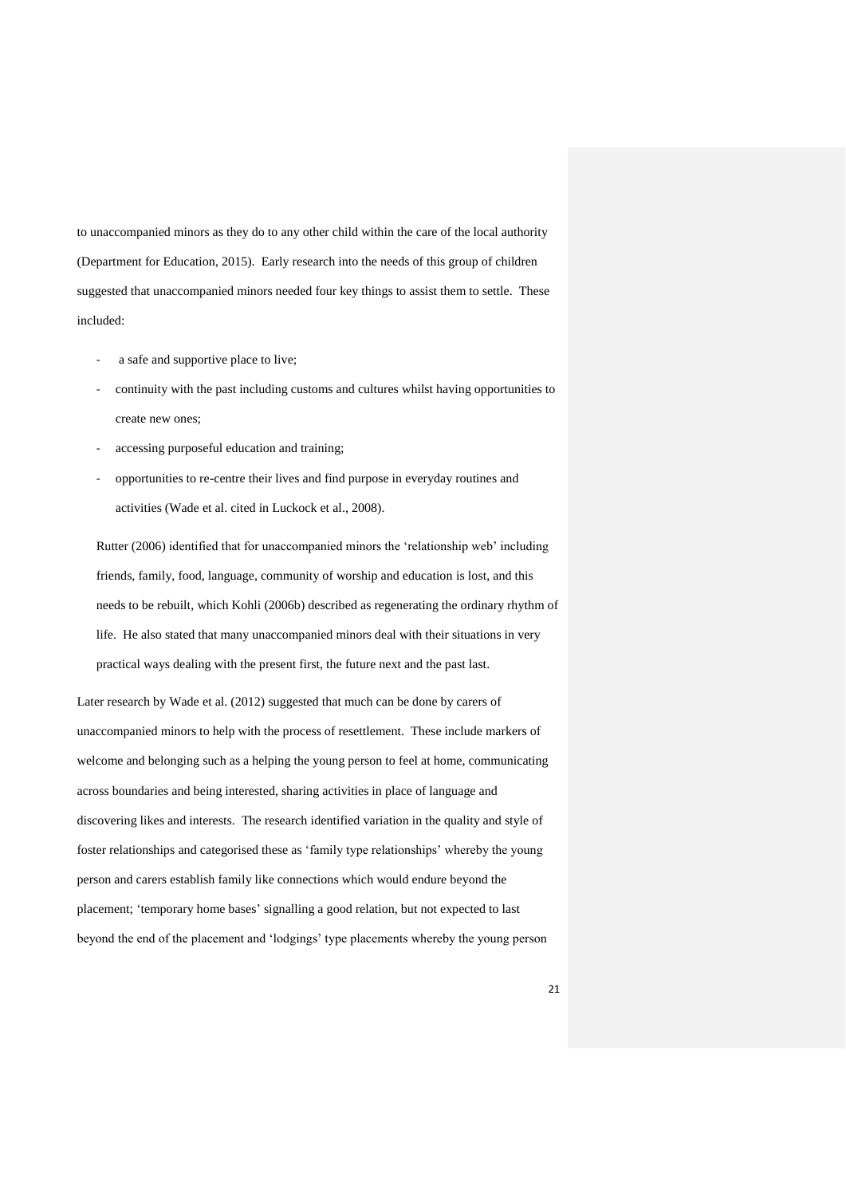to unaccompanied minors as they do to any other child within the care of the local authority (Department for Education, 2015). Early research into the needs of this group of children suggested that unaccompanied minors needed four key things to assist them to settle. These included:

- a safe and supportive place to live;
- continuity with the past including customs and cultures whilst having opportunities to create new ones;
- accessing purposeful education and training;
- opportunities to re-centre their lives and find purpose in everyday routines and activities (Wade et al. cited in Luckock et al., 2008).

Rutter (2006) identified that for unaccompanied minors the 'relationship web' including friends, family, food, language, community of worship and education is lost, and this needs to be rebuilt, which Kohli (2006b) described as regenerating the ordinary rhythm of life. He also stated that many unaccompanied minors deal with their situations in very practical ways dealing with the present first, the future next and the past last.

Later research by Wade et al. (2012) suggested that much can be done by carers of unaccompanied minors to help with the process of resettlement. These include markers of welcome and belonging such as a helping the young person to feel at home, communicating across boundaries and being interested, sharing activities in place of language and discovering likes and interests. The research identified variation in the quality and style of foster relationships and categorised these as 'family type relationships' whereby the young person and carers establish family like connections which would endure beyond the placement; 'temporary home bases' signalling a good relation, but not expected to last beyond the end of the placement and 'lodgings' type placements whereby the young person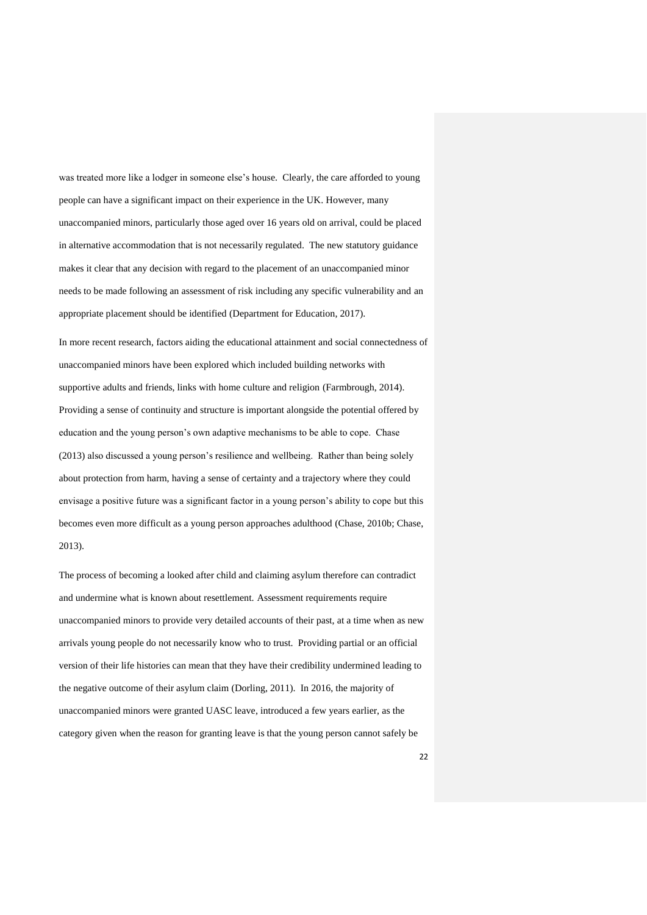was treated more like a lodger in someone else's house. Clearly, the care afforded to young people can have a significant impact on their experience in the UK. However, many unaccompanied minors, particularly those aged over 16 years old on arrival, could be placed in alternative accommodation that is not necessarily regulated. The new statutory guidance makes it clear that any decision with regard to the placement of an unaccompanied minor needs to be made following an assessment of risk including any specific vulnerability and an appropriate placement should be identified (Department for Education, 2017).

In more recent research, factors aiding the educational attainment and social connectedness of unaccompanied minors have been explored which included building networks with supportive adults and friends, links with home culture and religion (Farmbrough, 2014). Providing a sense of continuity and structure is important alongside the potential offered by education and the young person's own adaptive mechanisms to be able to cope. Chase (2013) also discussed a young person's resilience and wellbeing. Rather than being solely about protection from harm, having a sense of certainty and a trajectory where they could envisage a positive future was a significant factor in a young person's ability to cope but this becomes even more difficult as a young person approaches adulthood (Chase, 2010b; Chase, 2013).

The process of becoming a looked after child and claiming asylum therefore can contradict and undermine what is known about resettlement. Assessment requirements require unaccompanied minors to provide very detailed accounts of their past, at a time when as new arrivals young people do not necessarily know who to trust. Providing partial or an official version of their life histories can mean that they have their credibility undermined leading to the negative outcome of their asylum claim (Dorling, 2011). In 2016, the majority of unaccompanied minors were granted UASC leave, introduced a few years earlier, as the category given when the reason for granting leave is that the young person cannot safely be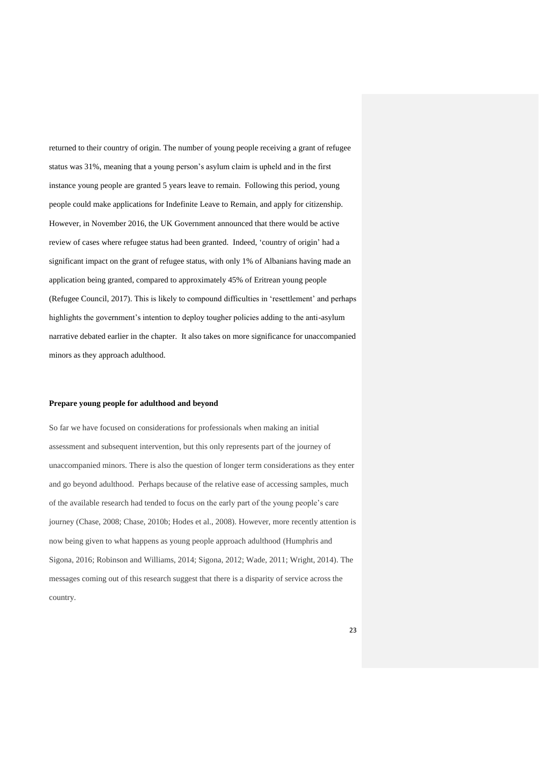returned to their country of origin. The number of young people receiving a grant of refugee status was 31%, meaning that a young person's asylum claim is upheld and in the first instance young people are granted 5 years leave to remain. Following this period, young people could make applications for Indefinite Leave to Remain, and apply for citizenship. However, in November 2016, the UK Government announced that there would be active review of cases where refugee status had been granted. Indeed, 'country of origin' had a significant impact on the grant of refugee status, with only 1% of Albanians having made an application being granted, compared to approximately 45% of Eritrean young people (Refugee Council, 2017). This is likely to compound difficulties in 'resettlement' and perhaps highlights the government's intention to deploy tougher policies adding to the anti-asylum narrative debated earlier in the chapter. It also takes on more significance for unaccompanied minors as they approach adulthood.

**Prepare young people for adulthood and beyond**

So far we have focused on considerations for professionals when making an initial assessment and subsequent intervention, but this only represents part of the journey of unaccompanied minors. There is also the question of longer term considerations as they enter and go beyond adulthood. Perhaps because of the relative ease of accessing samples, much of the available research had tended to focus on the early part of the young people's care journey (Chase, 2008; Chase, 2010b; Hodes et al., 2008). However, more recently attention is now being given to what happens as young people approach adulthood (Humphris and Sigona, 2016; Robinson and Williams, 2014; Sigona, 2012; Wade, 2011; Wright, 2014). The messages coming out of this research suggest that there is a disparity of service across the country.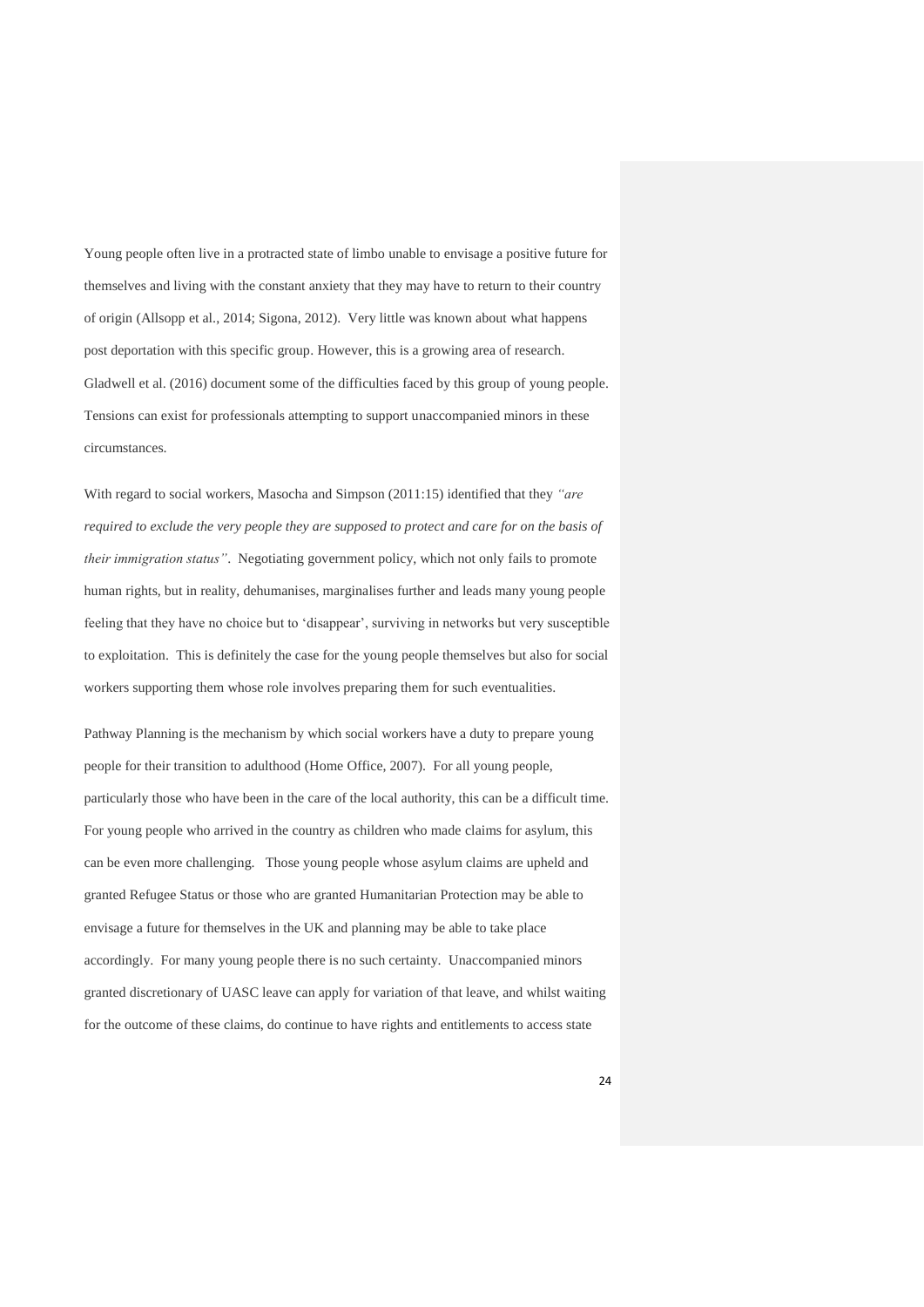Young people often live in a protracted state of limbo unable to envisage a positive future for themselves and living with the constant anxiety that they may have to return to their country of origin (Allsopp et al., 2014; Sigona, 2012). Very little was known about what happens post deportation with this specific group. However, this is a growing area of research. Gladwell et al. (2016) document some of the difficulties faced by this group of young people. Tensions can exist for professionals attempting to support unaccompanied minors in these circumstances.

With regard to social workers, Masocha and Simpson (2011:15) identified that they *"are required to exclude the very people they are supposed to protect and care for on the basis of their immigration status"*. Negotiating government policy, which not only fails to promote human rights, but in reality, dehumanises, marginalises further and leads many young people feeling that they have no choice but to 'disappear', surviving in networks but very susceptible to exploitation. This is definitely the case for the young people themselves but also for social workers supporting them whose role involves preparing them for such eventualities.

Pathway Planning is the mechanism by which social workers have a duty to prepare young people for their transition to adulthood (Home Office, 2007). For all young people, particularly those who have been in the care of the local authority, this can be a difficult time. For young people who arrived in the country as children who made claims for asylum, this can be even more challenging. Those young people whose asylum claims are upheld and granted Refugee Status or those who are granted Humanitarian Protection may be able to envisage a future for themselves in the UK and planning may be able to take place accordingly. For many young people there is no such certainty. Unaccompanied minors granted discretionary of UASC leave can apply for variation of that leave, and whilst waiting for the outcome of these claims, do continue to have rights and entitlements to access state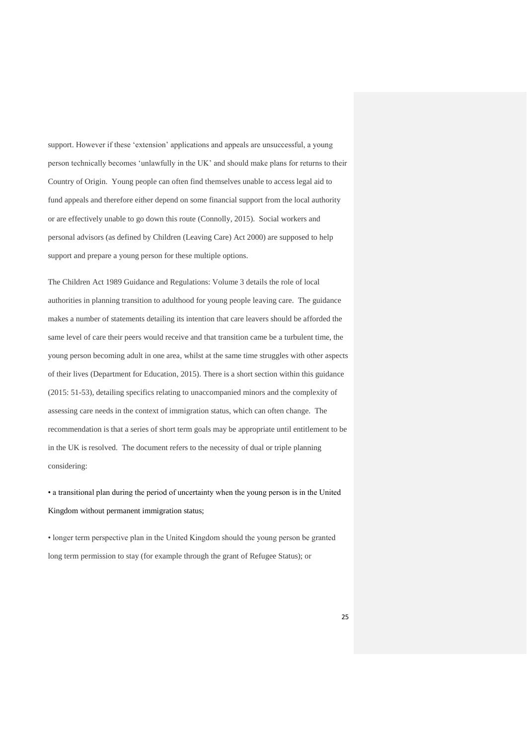support. However if these 'extension' applications and appeals are unsuccessful, a young person technically becomes 'unlawfully in the UK' and should make plans for returns to their Country of Origin. Young people can often find themselves unable to access legal aid to fund appeals and therefore either depend on some financial support from the local authority or are effectively unable to go down this route (Connolly, 2015). Social workers and personal advisors (as defined by Children (Leaving Care) Act 2000) are supposed to help support and prepare a young person for these multiple options.

The Children Act 1989 Guidance and Regulations: Volume 3 details the role of local authorities in planning transition to adulthood for young people leaving care. The guidance makes a number of statements detailing its intention that care leavers should be afforded the same level of care their peers would receive and that transition came be a turbulent time, the young person becoming adult in one area, whilst at the same time struggles with other aspects of their lives (Department for Education, 2015). There is a short section within this guidance (2015: 51-53), detailing specifics relating to unaccompanied minors and the complexity of assessing care needs in the context of immigration status, which can often change. The recommendation is that a series of short term goals may be appropriate until entitlement to be in the UK is resolved. The document refers to the necessity of dual or triple planning considering:

- a transitional plan during the period of uncertainty when the young person is in the United Kingdom without permanent immigration status;

- longer term perspective plan in the United Kingdom should the young person be granted long term permission to stay (for example through the grant of Refugee Status); or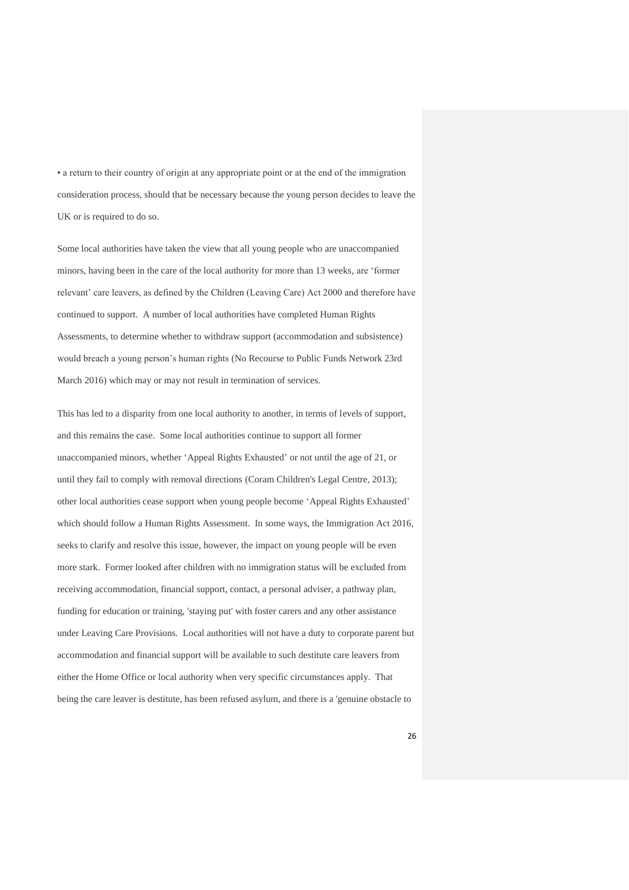• a return to their country of origin at any appropriate point or at the end of the immigration consideration process, should that be necessary because the young person decides to leave the UK or is required to do so.

Some local authorities have taken the view that all young people who are unaccompanied minors, having been in the care of the local authority for more than 13 weeks, are 'former relevant' care leavers, as defined by the Children (Leaving Care) Act 2000 and therefore have continued to support. A number of local authorities have completed Human Rights Assessments, to determine whether to withdraw support (accommodation and subsistence) would breach a young person's human rights (No Recourse to Public Funds Network 23rd March 2016) which may or may not result in termination of services.

This has led to a disparity from one local authority to another, in terms of levels of support, and this remains the case. Some local authorities continue to support all former unaccompanied minors, whether 'Appeal Rights Exhausted' or not until the age of 21, or until they fail to comply with removal directions (Coram Children's Legal Centre, 2013); other local authorities cease support when young people become 'Appeal Rights Exhausted' which should follow a Human Rights Assessment. In some ways, the Immigration Act 2016, seeks to clarify and resolve this issue, however, the impact on young people will be even more stark. Former looked after children with no immigration status will be excluded from receiving accommodation, financial support, contact, a personal adviser, a pathway plan, funding for education or training, 'staying put' with foster carers and any other assistance under Leaving Care Provisions. Local authorities will not have a duty to corporate parent but accommodation and financial support will be available to such destitute care leavers from either the Home Office or local authority when very specific circumstances apply. That being the care leaver is destitute, has been refused asylum, and there is a 'genuine obstacle to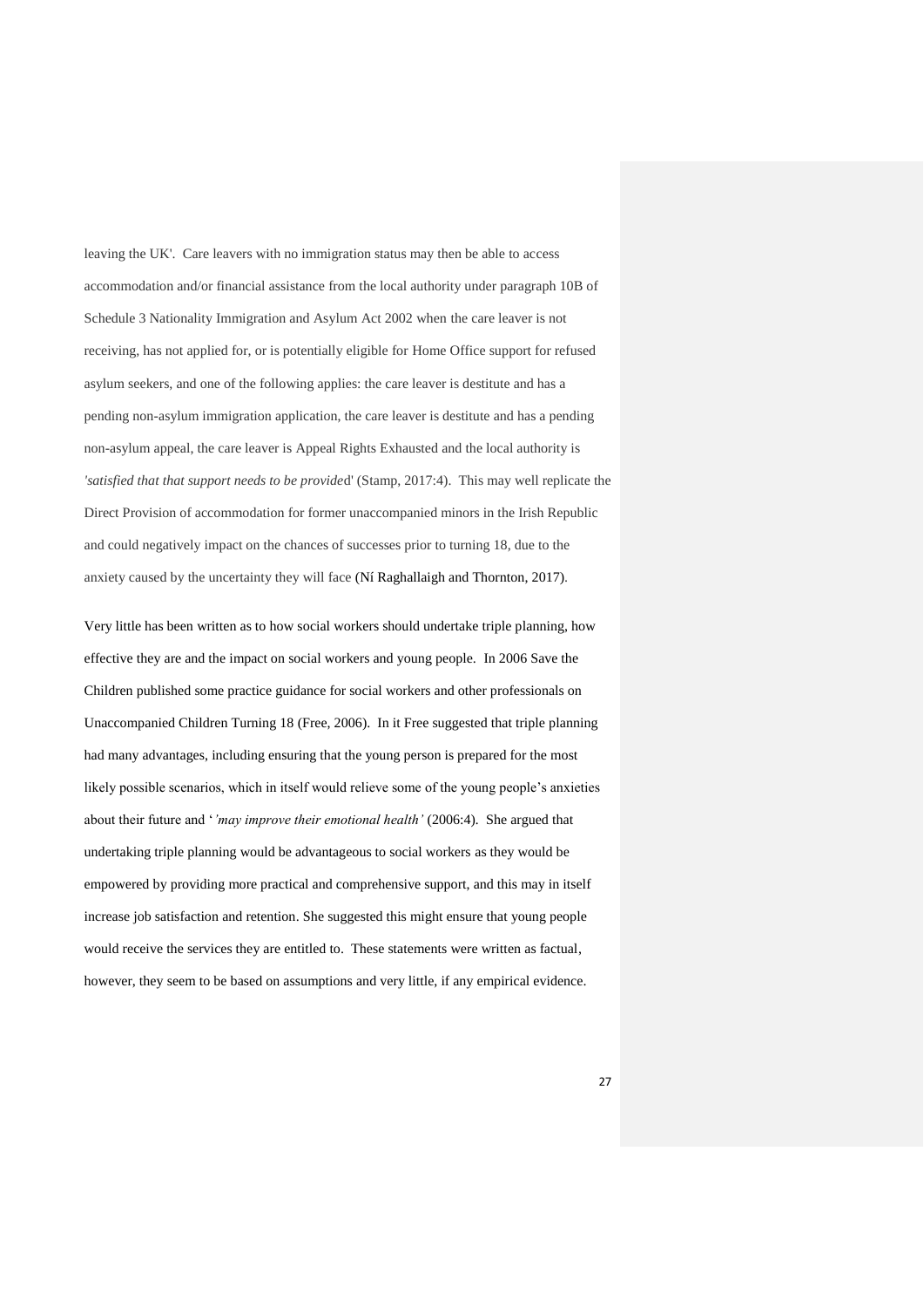leaving the UK'. Care leavers with no immigration status may then be able to access accommodation and/or financial assistance from the local authority under paragraph 10B of Schedule 3 Nationality Immigration and Asylum Act 2002 when the care leaver is not receiving, has not applied for, or is potentially eligible for Home Office support for refused asylum seekers, and one of the following applies: the care leaver is destitute and has a pending non-asylum immigration application, the care leaver is destitute and has a pending non-asylum appeal, the care leaver is Appeal Rights Exhausted and the local authority is *'satisfied that that support needs to be provided*' (Stamp, 2017:4). This may well replicate the Direct Provision of accommodation for former unaccompanied minors in the Irish Republic and could negatively impact on the chances of successes prior to turning 18, due to the anxiety caused by the uncertainty they will face (Ní Raghallaigh and Thornton, 2017).

Very little has been written as to how social workers should undertake triple planning, how effective they are and the impact on social workers and young people. In 2006 Save the Children published some practice guidance for social workers and other professionals on Unaccompanied Children Turning 18 (Free, 2006). In it Free suggested that triple planning had many advantages, including ensuring that the young person is prepared for the most likely possible scenarios, which in itself would relieve some of the young people's anxieties about their future and '*'may improve their emotional health'* (2006:4). She argued that undertaking triple planning would be advantageous to social workers as they would be empowered by providing more practical and comprehensive support, and this may in itself increase job satisfaction and retention. She suggested this might ensure that young people would receive the services they are entitled to. These statements were written as factual, however, they seem to be based on assumptions and very little, if any empirical evidence.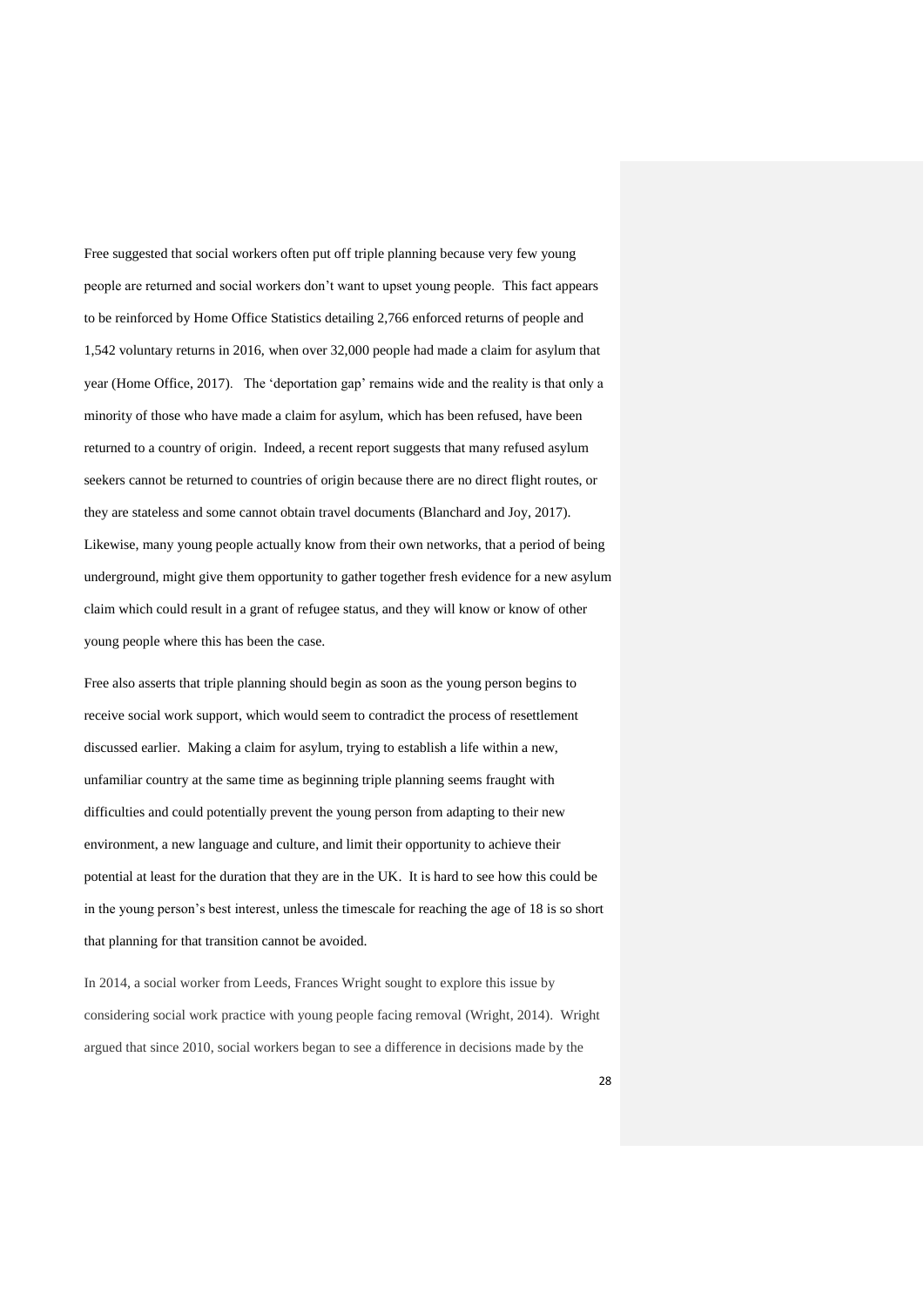Free suggested that social workers often put off triple planning because very few young people are returned and social workers don't want to upset young people. This fact appears to be reinforced by Home Office Statistics detailing 2,766 enforced returns of people and 1,542 voluntary returns in 2016, when over 32,000 people had made a claim for asylum that year (Home Office, 2017). The 'deportation gap' remains wide and the reality is that only a minority of those who have made a claim for asylum, which has been refused, have been returned to a country of origin. Indeed, a recent report suggests that many refused asylum seekers cannot be returned to countries of origin because there are no direct flight routes, or they are stateless and some cannot obtain travel documents (Blanchard and Joy, 2017). Likewise, many young people actually know from their own networks, that a period of being underground, might give them opportunity to gather together fresh evidence for a new asylum claim which could result in a grant of refugee status, and they will know or know of other young people where this has been the case.

Free also asserts that triple planning should begin as soon as the young person begins to receive social work support, which would seem to contradict the process of resettlement discussed earlier. Making a claim for asylum, trying to establish a life within a new, unfamiliar country at the same time as beginning triple planning seems fraught with difficulties and could potentially prevent the young person from adapting to their new environment, a new language and culture, and limit their opportunity to achieve their potential at least for the duration that they are in the UK. It is hard to see how this could be in the young person's best interest, unless the timescale for reaching the age of 18 is so short that planning for that transition cannot be avoided.

In 2014, a social worker from Leeds, Frances Wright sought to explore this issue by considering social work practice with young people facing removal (Wright, 2014). Wright argued that since 2010, social workers began to see a difference in decisions made by the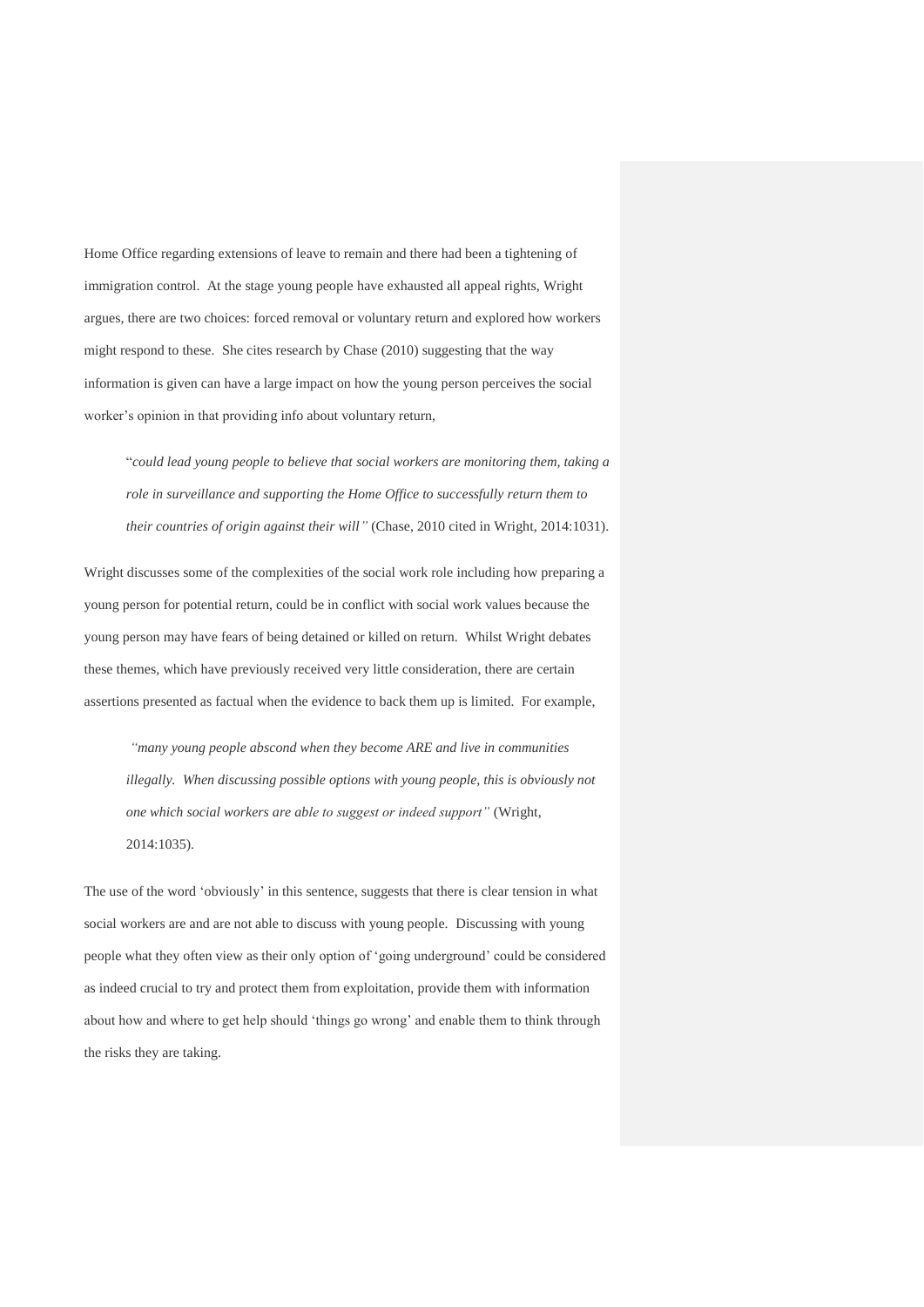Home Office regarding extensions of leave to remain and there had been a tightening of immigration control. At the stage young people have exhausted all appeal rights, Wright argues, there are two choices: forced removal or voluntary return and explored how workers might respond to these. She cites research by Chase (2010) suggesting that the way information is given can have a large impact on how the young person perceives the social worker's opinion in that providing info about voluntary return,

> "*could lead young people to believe that social workers are monitoring them, taking a role in surveillance and supporting the Home Office to successfully return them to their countries of origin against their will"* (Chase, 2010 cited in Wright, 2014:1031).

Wright discusses some of the complexities of the social work role including how preparing a young person for potential return, could be in conflict with social work values because the young person may have fears of being detained or killed on return. Whilst Wright debates these themes, which have previously received very little consideration, there are certain assertions presented as factual when the evidence to back them up is limited. For example,

> *"many young people abscond when they become ARE and live in communities illegally. When discussing possible options with young people, this is obviously not one which social workers are able to suggest or indeed support"* (Wright, 2014:1035).

The use of the word 'obviously' in this sentence, suggests that there is clear tension in what social workers are and are not able to discuss with young people. Discussing with young people what they often view as their only option of 'going underground' could be considered as indeed crucial to try and protect them from exploitation, provide them with information about how and where to get help should 'things go wrong' and enable them to think through the risks they are taking.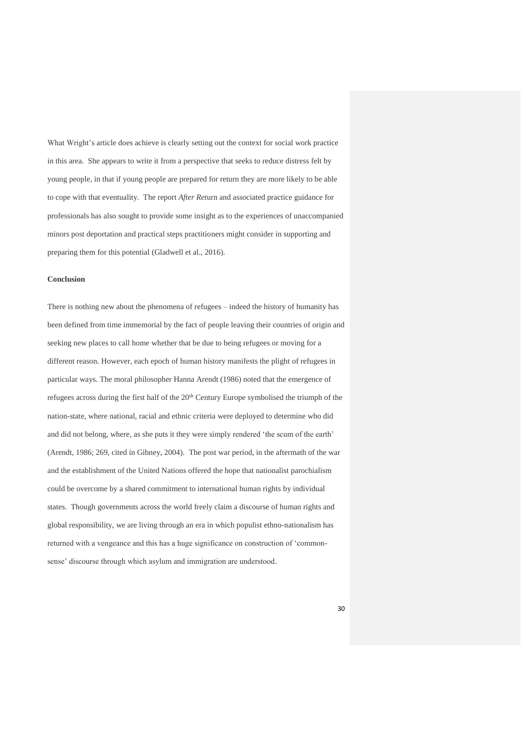What Wright's article does achieve is clearly setting out the context for social work practice in this area. She appears to write it from a perspective that seeks to reduce distress felt by young people, in that if young people are prepared for return they are more likely to be able to cope with that eventuality. The report *After Ret*urn and associated practice guidance for professionals has also sought to provide some insight as to the experiences of unaccompanied minors post deportation and practical steps practitioners might consider in supporting and preparing them for this potential (Gladwell et al., 2016).

**Conclusion**

There is nothing new about the phenomena of refugees – indeed the history of humanity has been defined from time immemorial by the fact of people leaving their countries of origin and seeking new places to call home whether that be due to being refugees or moving for a different reason. However, each epoch of human history manifests the plight of refugees in particular ways. The moral philosopher Hanna Arendt (1986) noted that the emergence of refugees across during the first half of the 20th Century Europe symbolised the triumph of the nation-state, where national, racial and ethnic criteria were deployed to determine who did and did not belong, where, as she puts it they were simply rendered 'the scum of the earth' (Arendt, 1986; 269, cited in Gibney, 2004). The post war period, in the aftermath of the war and the establishment of the United Nations offered the hope that nationalist parochialism could be overcome by a shared commitment to international human rights by individual states. Though governments across the world freely claim a discourse of human rights and global responsibility, we are living through an era in which populist ethno-nationalism has returned with a vengeance and this has a huge significance on construction of 'common-sense' discourse through which asylum and immigration are understood.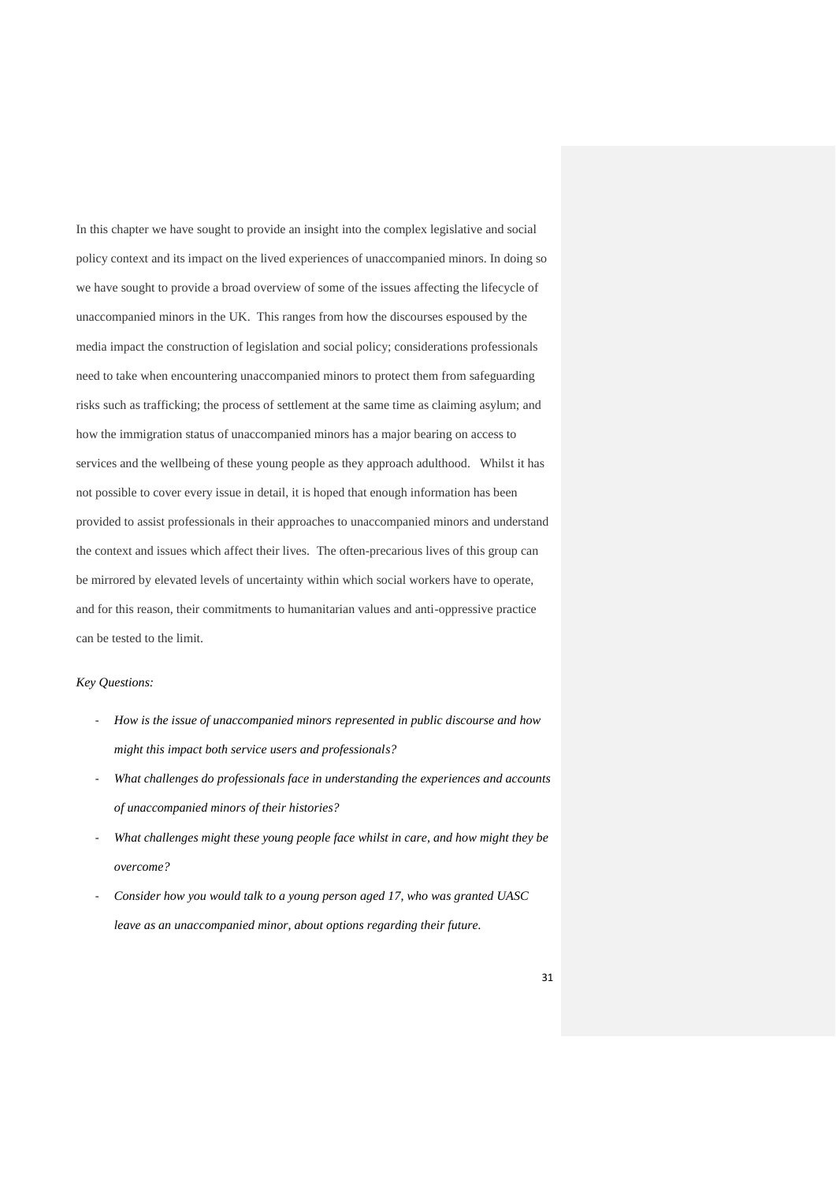In this chapter we have sought to provide an insight into the complex legislative and social policy context and its impact on the lived experiences of unaccompanied minors. In doing so we have sought to provide a broad overview of some of the issues affecting the lifecycle of unaccompanied minors in the UK. This ranges from how the discourses espoused by the media impact the construction of legislation and social policy; considerations professionals need to take when encountering unaccompanied minors to protect them from safeguarding risks such as trafficking; the process of settlement at the same time as claiming asylum; and how the immigration status of unaccompanied minors has a major bearing on access to services and the wellbeing of these young people as they approach adulthood. Whilst it has not possible to cover every issue in detail, it is hoped that enough information has been provided to assist professionals in their approaches to unaccompanied minors and understand the context and issues which affect their lives. The often-precarious lives of this group can be mirrored by elevated levels of uncertainty within which social workers have to operate, and for this reason, their commitments to humanitarian values and anti-oppressive practice can be tested to the limit.

*Key Questions:*

- *How is the issue of unaccompanied minors represented in public discourse and how might this impact both service users and professionals?*
- *What challenges do professionals face in understanding the experiences and accounts of unaccompanied minors of their histories?*
- *What challenges might these young people face whilst in care, and how might they be overcome?*
- *Consider how you would talk to a young person aged 17, who was granted UASC leave as an unaccompanied minor, about options regarding their future.*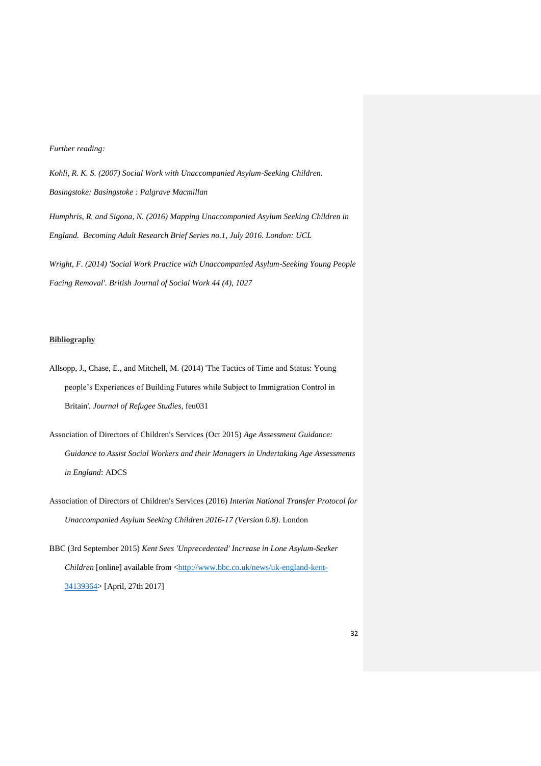*Further reading:*

*Kohli, R. K. S. (2007) Social Work with Unaccompanied Asylum-Seeking Children. Basingstoke: Basingstoke : Palgrave Macmillan*

*Humphris, R. and Sigona, N. (2016) Mapping Unaccompanied Asylum Seeking Children in England. Becoming Adult Research Brief Series no.1, July 2016. London: UCL*

*Wright, F. (2014) 'Social Work Practice with Unaccompanied Asylum-Seeking Young People Facing Removal'. British Journal of Social Work 44 (4), 1027*

**Bibliography**

Allsopp, J., Chase, E., and Mitchell, M. (2014) 'The Tactics of Time and Status: Young people's Experiences of Building Futures while Subject to Immigration Control in Britain'. *Journal of Refugee Studies*, feu031

Association of Directors of Children's Services (Oct 2015) *Age Assessment Guidance: Guidance to Assist Social Workers and their Managers in Undertaking Age Assessments in England*: ADCS

Association of Directors of Children's Services (2016) *Interim National Transfer Protocol for Unaccompanied Asylum Seeking Children 2016-17 (Version 0.8)*. London

BBC (3rd September 2015) *Kent Sees 'Unprecedented' Increase in Lone Asylum-Seeker Children* [online] available from <http://www.bbc.co.uk/news/uk-england-kent-34139364> [April, 27th 2017]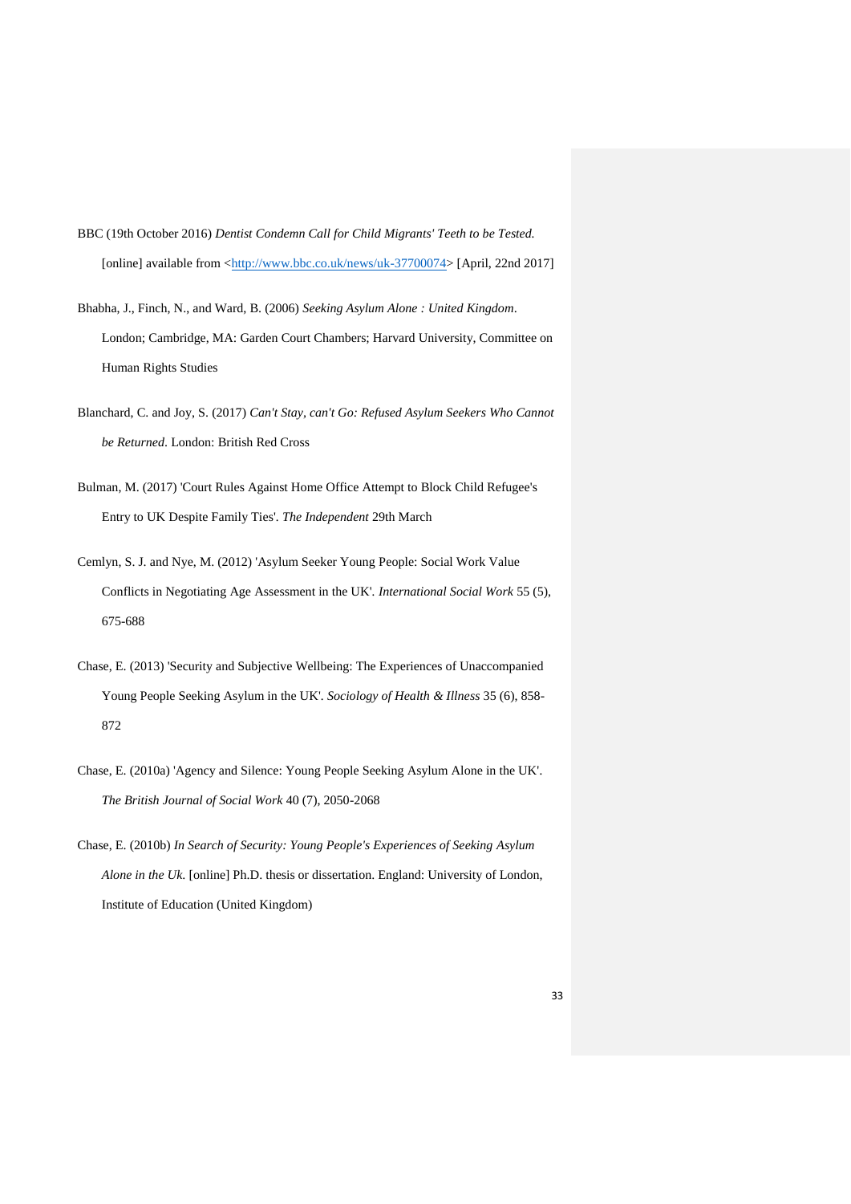BBC (19th October 2016) *Dentist Condemn Call for Child Migrants' Teeth to be Tested.* [online] available from <http://www.bbc.co.uk/news/uk-37700074> [April, 22nd 2017]

Bhabha, J., Finch, N., and Ward, B. (2006) *Seeking Asylum Alone : United Kingdom*. London; Cambridge, MA: Garden Court Chambers; Harvard University, Committee on Human Rights Studies

Blanchard, C. and Joy, S. (2017) *Can't Stay, can't Go: Refused Asylum Seekers Who Cannot be Returned*. London: British Red Cross

Bulman, M. (2017) 'Court Rules Against Home Office Attempt to Block Child Refugee's Entry to UK Despite Family Ties'. *The Independent* 29th March

Cemlyn, S. J. and Nye, M. (2012) 'Asylum Seeker Young People: Social Work Value Conflicts in Negotiating Age Assessment in the UK'. *International Social Work* 55 (5), 675-688

Chase, E. (2013) 'Security and Subjective Wellbeing: The Experiences of Unaccompanied Young People Seeking Asylum in the UK'. *Sociology of Health & Illness* 35 (6), 858-872

Chase, E. (2010a) 'Agency and Silence: Young People Seeking Asylum Alone in the UK'. *The British Journal of Social Work* 40 (7), 2050-2068

Chase, E. (2010b) *In Search of Security: Young People's Experiences of Seeking Asylum Alone in the Uk*. [online] Ph.D. thesis or dissertation. England: University of London, Institute of Education (United Kingdom)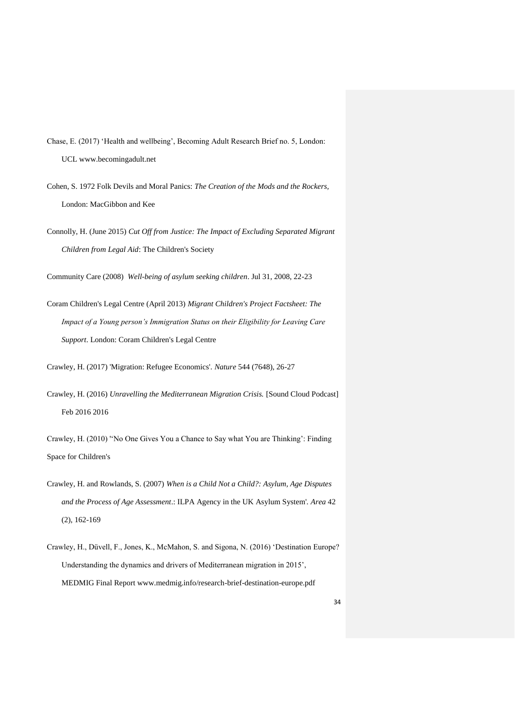Chase, E. (2017) 'Health and wellbeing', Becoming Adult Research Brief no. 5, London: UCL www.becomingadult.net

Cohen, S. 1972 Folk Devils and Moral Panics: *The Creation of the Mods and the Rockers,* London: MacGibbon and Kee

Connolly, H. (June 2015) *Cut Off from Justice: The Impact of Excluding Separated Migrant Children from Legal Aid*: The Children's Society

Community Care (2008) *Well-being of asylum seeking children*. Jul 31, 2008, 22-23

Coram Children's Legal Centre (April 2013) *Migrant Children's Project Factsheet: The Impact of a Young person's Immigration Status on their Eligibility for Leaving Care Support*. London: Coram Children's Legal Centre

Crawley, H. (2017) 'Migration: Refugee Economics'. *Nature* 544 (7648), 26-27

Crawley, H. (2016) *Unravelling the Mediterranean Migration Crisis.* [Sound Cloud Podcast] Feb 2016 2016

Crawley, H. (2010) ''No One Gives You a Chance to Say what You are Thinking': Finding Space for Children's

Crawley, H. and Rowlands, S. (2007) *When is a Child Not a Child?: Asylum, Age Disputes and the Process of Age Assessment*.: ILPA Agency in the UK Asylum System'. *Area* 42 (2), 162-169

Crawley, H., Düvell, F., Jones, K., McMahon, S. and Sigona, N. (2016) 'Destination Europe? Understanding the dynamics and drivers of Mediterranean migration in 2015', MEDMIG Final Report www.medmig.info/research-brief-destination-europe.pdf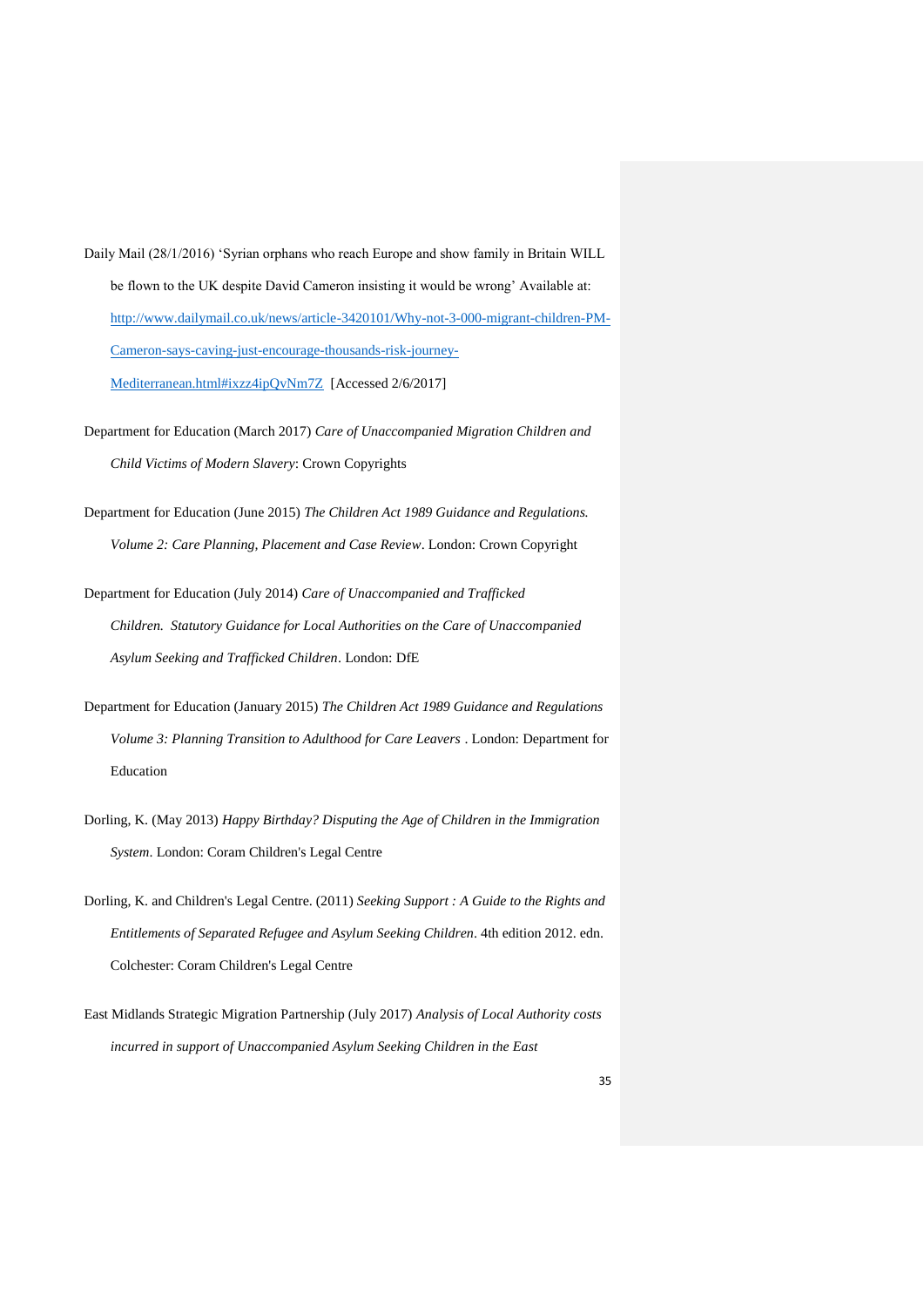Daily Mail (28/1/2016) 'Syrian orphans who reach Europe and show family in Britain WILL be flown to the UK despite David Cameron insisting it would be wrong' Available at: [http://www.dailymail.co.uk/news/article-3420101/Why-not-3-000-migrant-children-PM-Cameron-says-caving-just-encourage-thousands-risk-journey-Mediterranean.html#ixzz4ipQvNm7Z](http://www.dailymail.co.uk/news/article-3420101/Why-not-3-000-migrant-children-PM-Cameron-says-caving-just-encourage-thousands-risk-journey-Mediterranean.html#ixzz4ipQvNm7Z) [Accessed 2/6/2017]

Department for Education (March 2017) *Care of Unaccompanied Migration Children and Child Victims of Modern Slavery*: Crown Copyrights

Department for Education (June 2015) *The Children Act 1989 Guidance and Regulations. Volume 2: Care Planning, Placement and Case Review*. London: Crown Copyright

Department for Education (July 2014) *Care of Unaccompanied and Trafficked Children. Statutory Guidance for Local Authorities on the Care of Unaccompanied Asylum Seeking and Trafficked Children*. London: DfE

Department for Education (January 2015) *The Children Act 1989 Guidance and Regulations Volume 3: Planning Transition to Adulthood for Care Leavers* . London: Department for Education

Dorling, K. (May 2013) *Happy Birthday? Disputing the Age of Children in the Immigration System*. London: Coram Children's Legal Centre

Dorling, K. and Children's Legal Centre. (2011) *Seeking Support : A Guide to the Rights and Entitlements of Separated Refugee and Asylum Seeking Children*. 4th edition 2012. edn. Colchester: Coram Children's Legal Centre

East Midlands Strategic Migration Partnership (July 2017) *Analysis of Local Authority costs incurred in support of Unaccompanied Asylum Seeking Children in the East*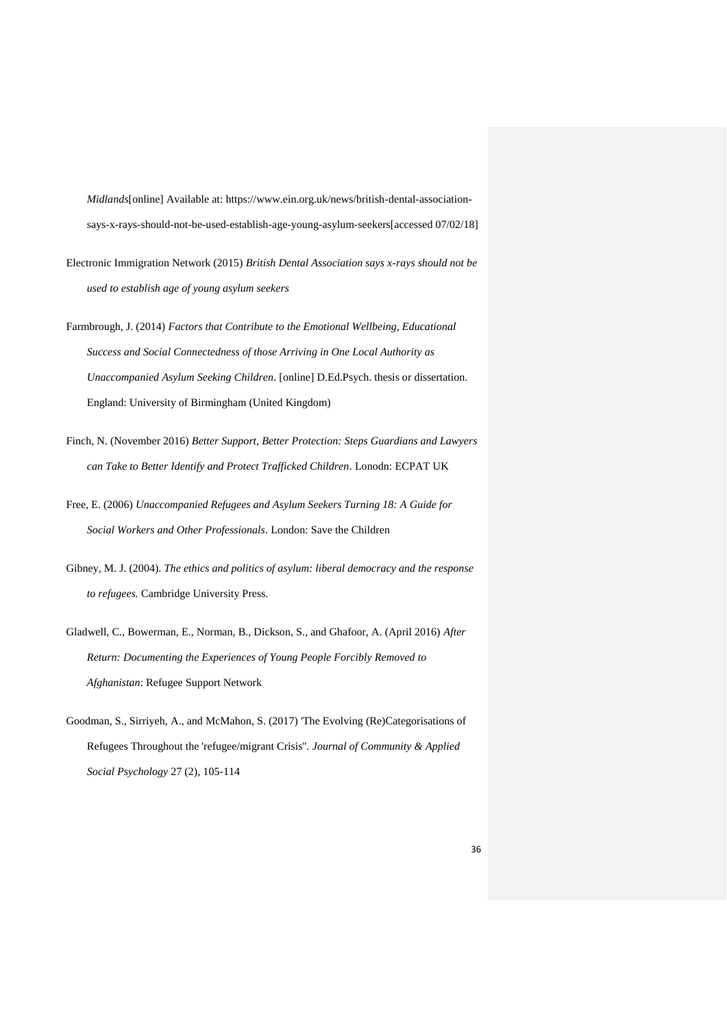*Midlands*[online] Available at: https://www.ein.org.uk/news/british-dental-association-says-x-rays-should-not-be-used-establish-age-young-asylum-seekers[accessed 07/02/18]

Electronic Immigration Network (2015) *British Dental Association says x-rays should not be used to establish age of young asylum seekers*

Farmbrough, J. (2014) *Factors that Contribute to the Emotional Wellbeing, Educational Success and Social Connectedness of those Arriving in One Local Authority as Unaccompanied Asylum Seeking Children*. [online] D.Ed.Psych. thesis or dissertation. England: University of Birmingham (United Kingdom)

Finch, N. (November 2016) *Better Support, Better Protection: Steps Guardians and Lawyers can Take to Better Identify and Protect Trafficked Children*. Lonodn: ECPAT UK

Free, E. (2006) *Unaccompanied Refugees and Asylum Seekers Turning 18: A Guide for Social Workers and Other Professionals*. London: Save the Children

Gibney, M. J. (2004). *The ethics and politics of asylum: liberal democracy and the response to refugees.* Cambridge University Press.

Gladwell, C., Bowerman, E., Norman, B., Dickson, S., and Ghafoor, A. (April 2016) *After Return: Documenting the Experiences of Young People Forcibly Removed to Afghanistan*: Refugee Support Network

Goodman, S., Sirriyeh, A., and McMahon, S. (2017) 'The Evolving (Re)Categorisations of Refugees Throughout the 'refugee/migrant Crisis''. *Journal of Community & Applied Social Psychology* 27 (2), 105-114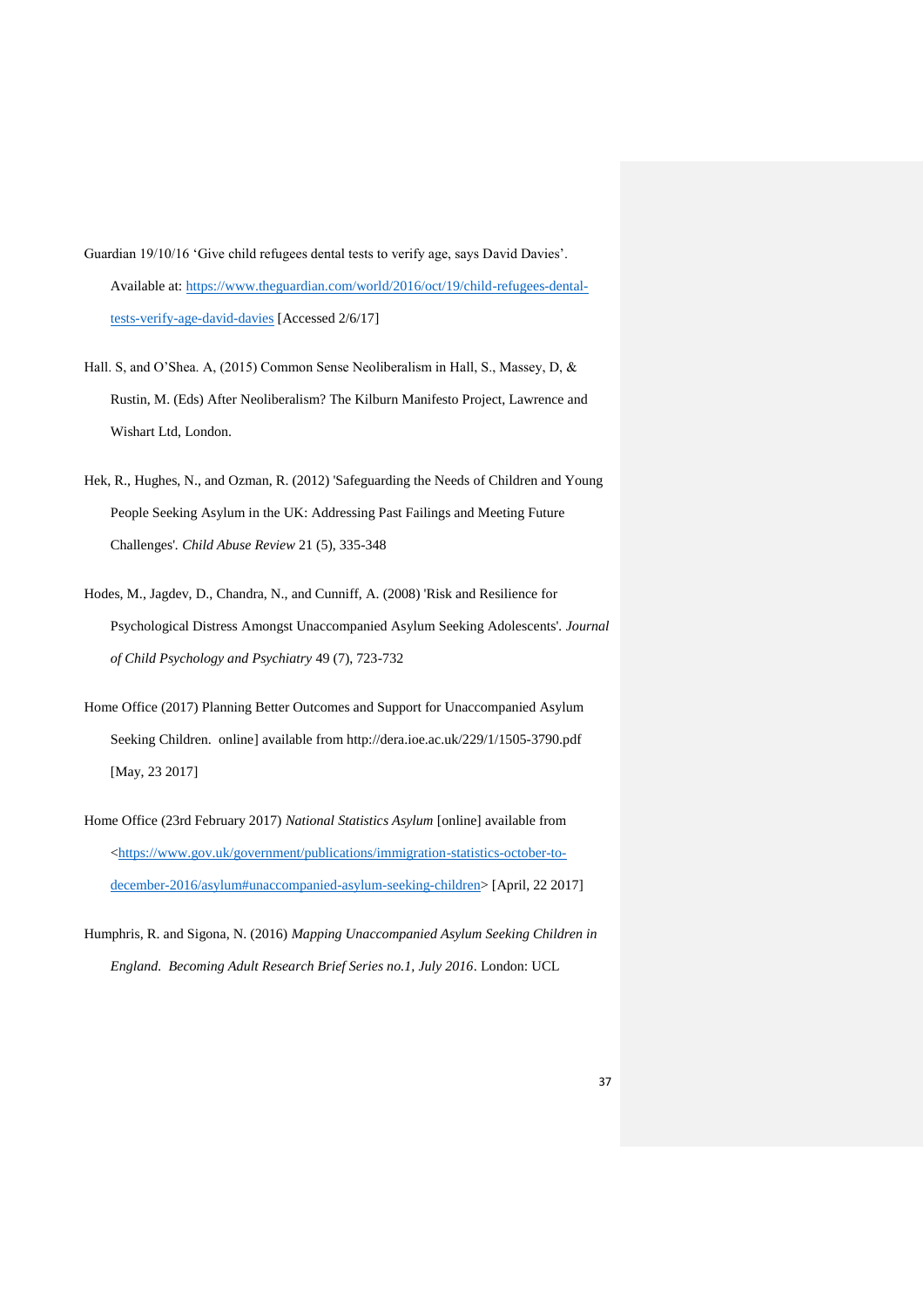Guardian 19/10/16 'Give child refugees dental tests to verify age, says David Davies'. Available at: https://www.theguardian.com/world/2016/oct/19/child-refugees-dental-tests-verify-age-david-davies [Accessed 2/6/17]

Hall. S, and O'Shea. A, (2015) Common Sense Neoliberalism in Hall, S., Massey, D, & Rustin, M. (Eds) After Neoliberalism? The Kilburn Manifesto Project, Lawrence and Wishart Ltd, London.

Hek, R., Hughes, N., and Ozman, R. (2012) 'Safeguarding the Needs of Children and Young People Seeking Asylum in the UK: Addressing Past Failings and Meeting Future Challenges'. *Child Abuse Review* 21 (5), 335-348

Hodes, M., Jagdev, D., Chandra, N., and Cunniff, A. (2008) 'Risk and Resilience for Psychological Distress Amongst Unaccompanied Asylum Seeking Adolescents'. *Journal of Child Psychology and Psychiatry* 49 (7), 723-732

Home Office (2017) Planning Better Outcomes and Support for Unaccompanied Asylum Seeking Children. online] available from http://dera.ioe.ac.uk/229/1/1505-3790.pdf [May, 23 2017]

Home Office (23rd February 2017) *National Statistics Asylum* [online] available from <https://www.gov.uk/government/publications/immigration-statistics-october-to-december-2016/asylum#unaccompanied-asylum-seeking-children> [April, 22 2017]

Humphris, R. and Sigona, N. (2016) *Mapping Unaccompanied Asylum Seeking Children in England. Becoming Adult Research Brief Series no.1, July 2016*. London: UCL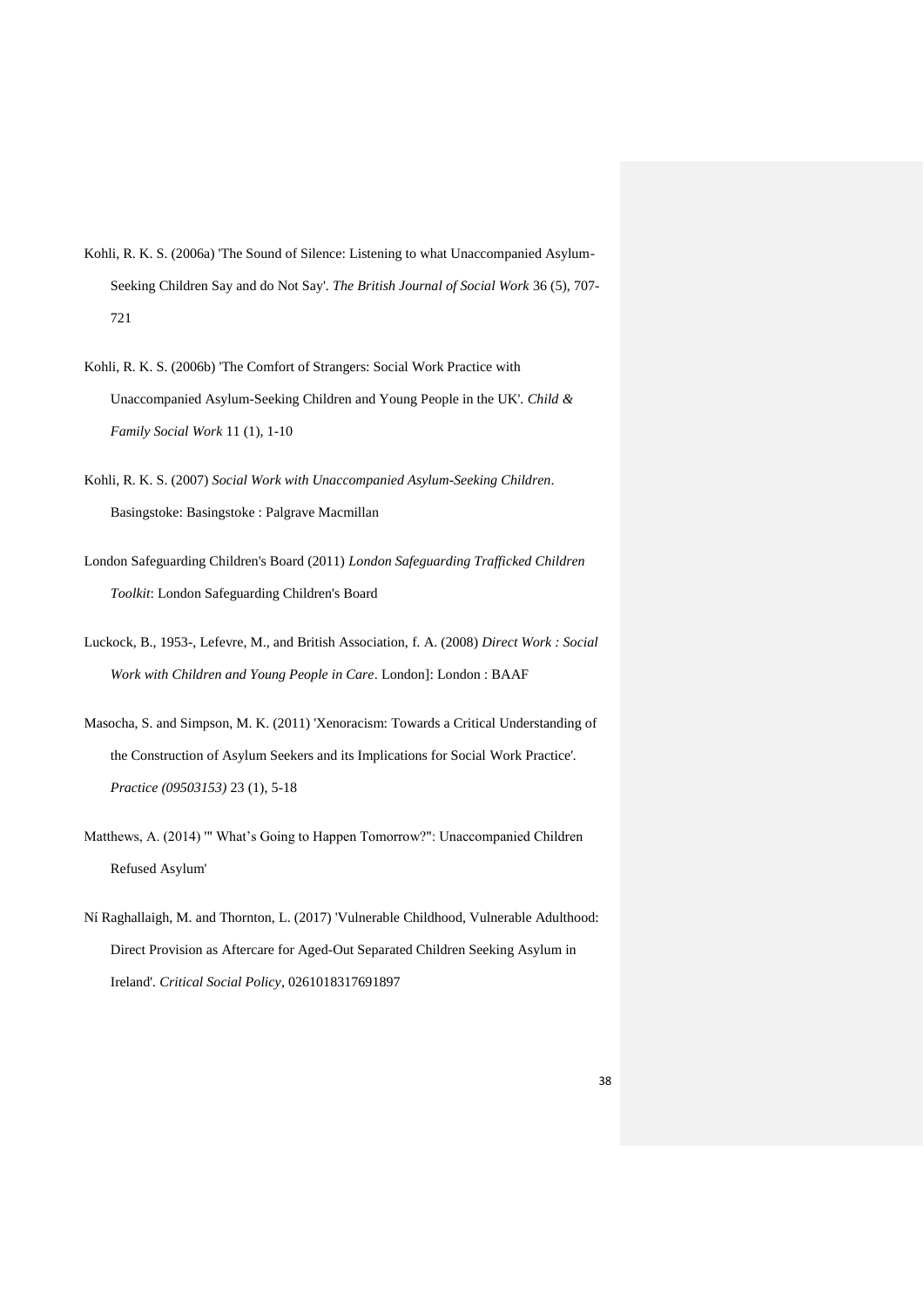Kohli, R. K. S. (2006a) 'The Sound of Silence: Listening to what Unaccompanied Asylum-Seeking Children Say and do Not Say'. *The British Journal of Social Work* 36 (5), 707-721

Kohli, R. K. S. (2006b) 'The Comfort of Strangers: Social Work Practice with Unaccompanied Asylum-Seeking Children and Young People in the UK'. *Child & Family Social Work* 11 (1), 1-10

Kohli, R. K. S. (2007) *Social Work with Unaccompanied Asylum-Seeking Children*. Basingstoke: Basingstoke : Palgrave Macmillan

London Safeguarding Children's Board (2011) *London Safeguarding Trafficked Children Toolkit*: London Safeguarding Children's Board

Luckock, B., 1953-, Lefevre, M., and British Association, f. A. (2008) *Direct Work : Social Work with Children and Young People in Care*. London]: London : BAAF

Masocha, S. and Simpson, M. K. (2011) 'Xenoracism: Towards a Critical Understanding of the Construction of Asylum Seekers and its Implications for Social Work Practice'. *Practice (09503153)* 23 (1), 5-18

Matthews, A. (2014) '" What's Going to Happen Tomorrow?": Unaccompanied Children Refused Asylum'

Ní Raghallaigh, M. and Thornton, L. (2017) 'Vulnerable Childhood, Vulnerable Adulthood: Direct Provision as Aftercare for Aged-Out Separated Children Seeking Asylum in Ireland'. *Critical Social Policy*, 0261018317691897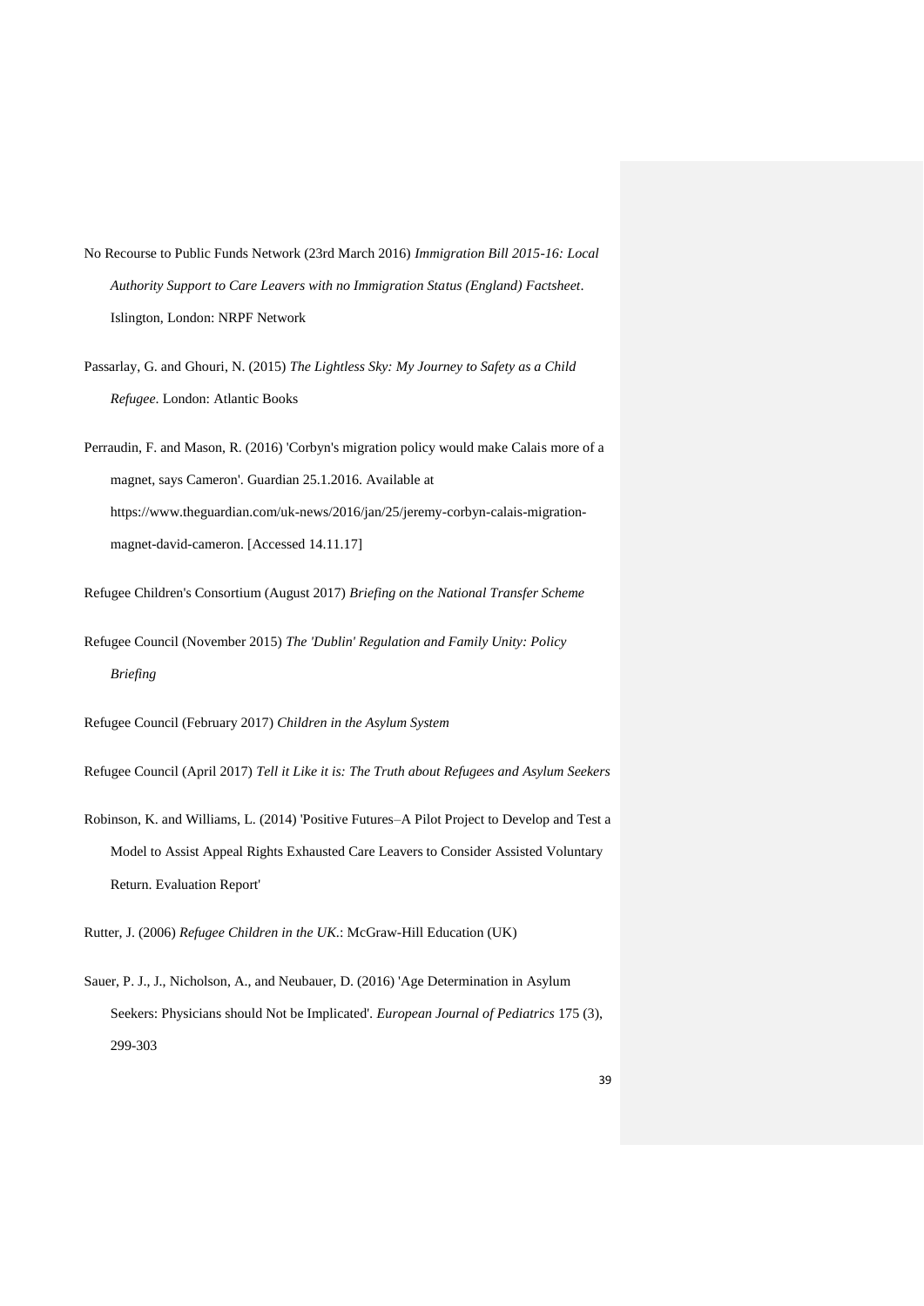No Recourse to Public Funds Network (23rd March 2016) *Immigration Bill 2015-16: Local Authority Support to Care Leavers with no Immigration Status (England) Factsheet*. Islington, London: NRPF Network

Passarlay, G. and Ghouri, N. (2015) *The Lightless Sky: My Journey to Safety as a Child Refugee*. London: Atlantic Books

Perraudin, F. and Mason, R. (2016) 'Corbyn's migration policy would make Calais more of a magnet, says Cameron'. Guardian 25.1.2016. Available at https://www.theguardian.com/uk-news/2016/jan/25/jeremy-corbyn-calais-migration-magnet-david-cameron. [Accessed 14.11.17]

Refugee Children's Consortium (August 2017) *Briefing on the National Transfer Scheme*

Refugee Council (November 2015) *The 'Dublin' Regulation and Family Unity: Policy Briefing*

Refugee Council (February 2017) *Children in the Asylum System*

Refugee Council (April 2017) *Tell it Like it is: The Truth about Refugees and Asylum Seekers*

Robinson, K. and Williams, L. (2014) 'Positive Futures–A Pilot Project to Develop and Test a Model to Assist Appeal Rights Exhausted Care Leavers to Consider Assisted Voluntary Return. Evaluation Report'

Rutter, J. (2006) *Refugee Children in the UK.*: McGraw-Hill Education (UK)

Sauer, P. J., J., Nicholson, A., and Neubauer, D. (2016) 'Age Determination in Asylum Seekers: Physicians should Not be Implicated'. *European Journal of Pediatrics* 175 (3), 299-303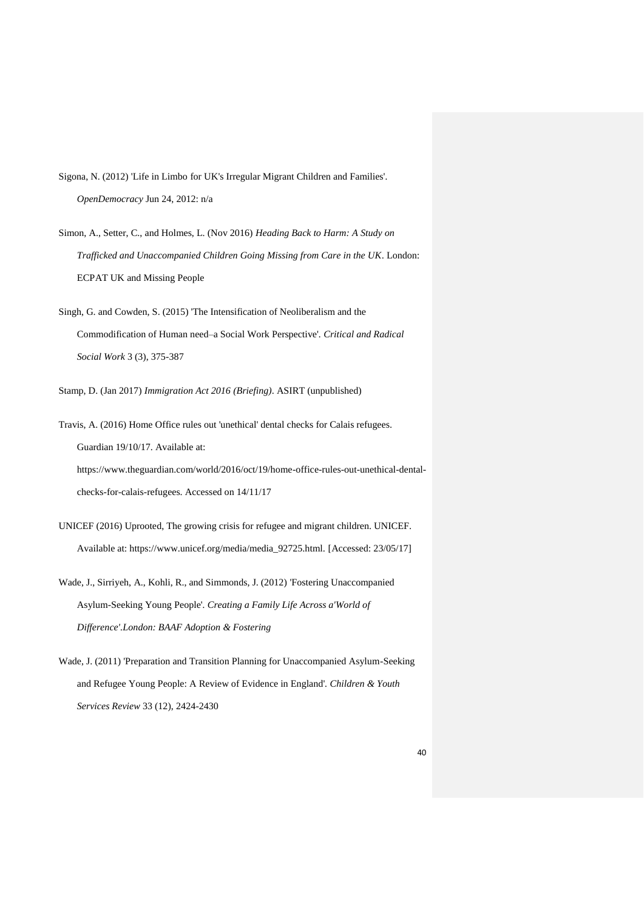Sigona, N. (2012) 'Life in Limbo for UK's Irregular Migrant Children and Families'. *OpenDemocracy* Jun 24, 2012: n/a

Simon, A., Setter, C., and Holmes, L. (Nov 2016) *Heading Back to Harm: A Study on Trafficked and Unaccompanied Children Going Missing from Care in the UK*. London: ECPAT UK and Missing People

Singh, G. and Cowden, S. (2015) 'The Intensification of Neoliberalism and the Commodification of Human need–a Social Work Perspective'. *Critical and Radical Social Work* 3 (3), 375-387

Stamp, D. (Jan 2017) *Immigration Act 2016 (Briefing)*. ASIRT (unpublished)

Travis, A. (2016) Home Office rules out 'unethical' dental checks for Calais refugees. Guardian 19/10/17. Available at: https://www.theguardian.com/world/2016/oct/19/home-office-rules-out-unethical-dental-checks-for-calais-refugees. Accessed on 14/11/17

UNICEF (2016) Uprooted, The growing crisis for refugee and migrant children. UNICEF. Available at: https://www.unicef.org/media/media_92725.html. [Accessed: 23/05/17]

Wade, J., Sirriyeh, A., Kohli, R., and Simmonds, J. (2012) 'Fostering Unaccompanied Asylum-Seeking Young People'. *Creating a Family Life Across a'World of Difference'.London: BAAF Adoption & Fostering*

Wade, J. (2011) 'Preparation and Transition Planning for Unaccompanied Asylum-Seeking and Refugee Young People: A Review of Evidence in England'. *Children & Youth Services Review* 33 (12), 2424-2430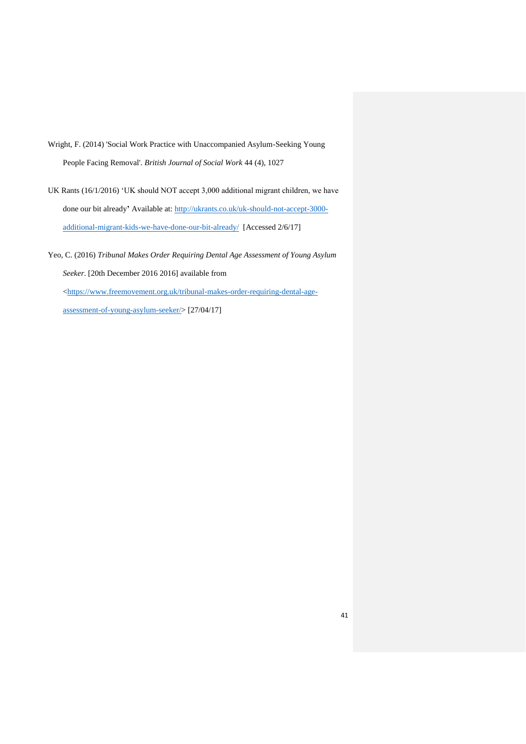Wright, F. (2014) 'Social Work Practice with Unaccompanied Asylum-Seeking Young People Facing Removal'. *British Journal of Social Work* 44 (4), 1027

UK Rants (16/1/2016) 'UK should NOT accept 3,000 additional migrant children, we have done our bit already' Available at: http://ukrants.co.uk/uk-should-not-accept-3000-additional-migrant-kids-we-have-done-our-bit-already/ [Accessed 2/6/17]

Yeo, C. (2016) *Tribunal Makes Order Requiring Dental Age Assessment of Young Asylum Seeker*. [20th December 2016 2016] available from <https://www.freemovement.org.uk/tribunal-makes-order-requiring-dental-age-assessment-of-young-asylum-seeker/> [27/04/17]